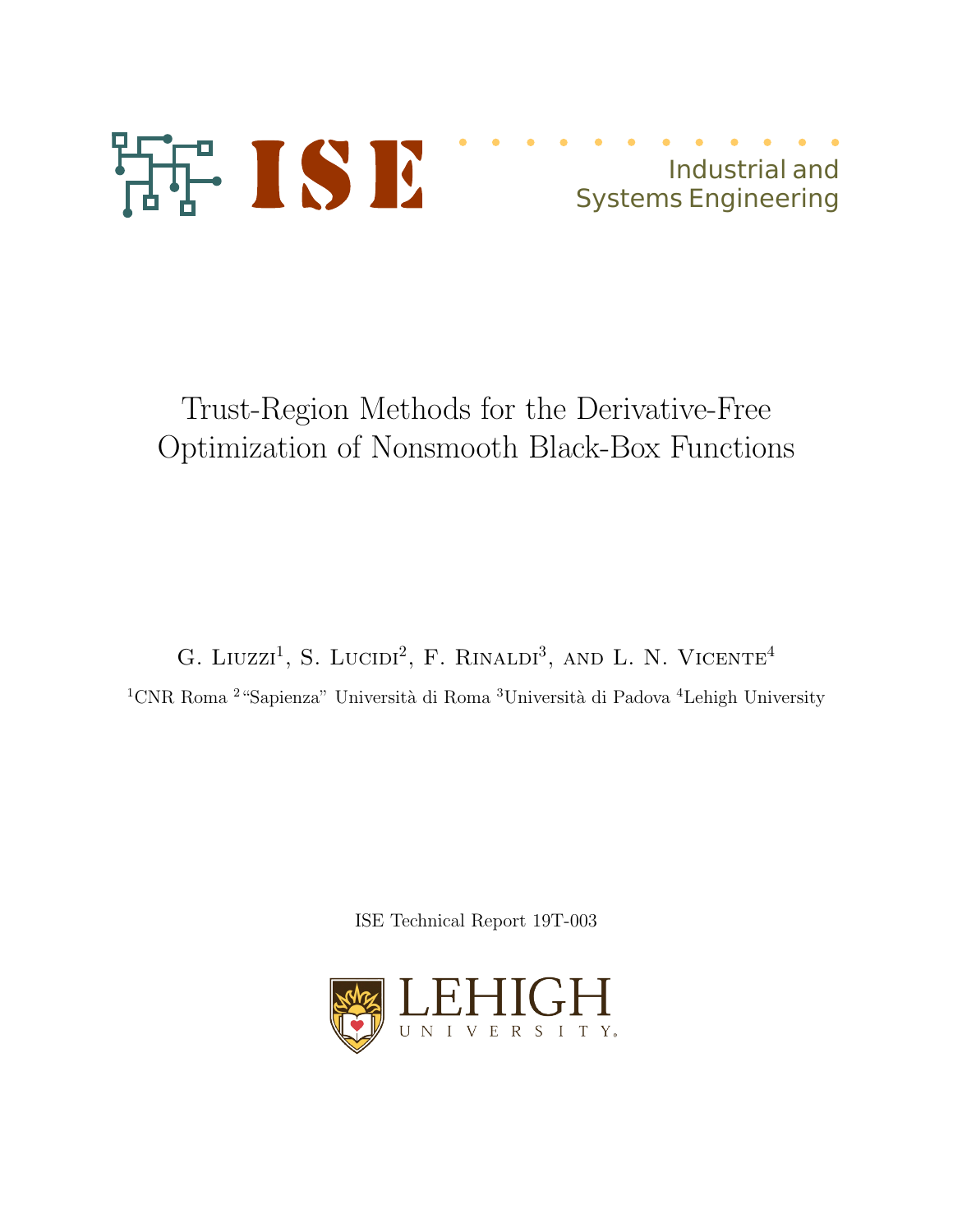ISE Industrial and Systems Engineering

# Trust-Region Methods for the Derivative-Free Optimization of Nonsmooth Black-Box Functions

G. Liuzzi[1], S. Lucidi[2], F. Rinaldi[3], and L. N. Vicente[4]

[1]CNR Roma [2]"Sapienza" Università di Roma [3]Università di Padova [4]Lehigh University

ISE Technical Report 19T-003

LEHIGH UNIVERSITY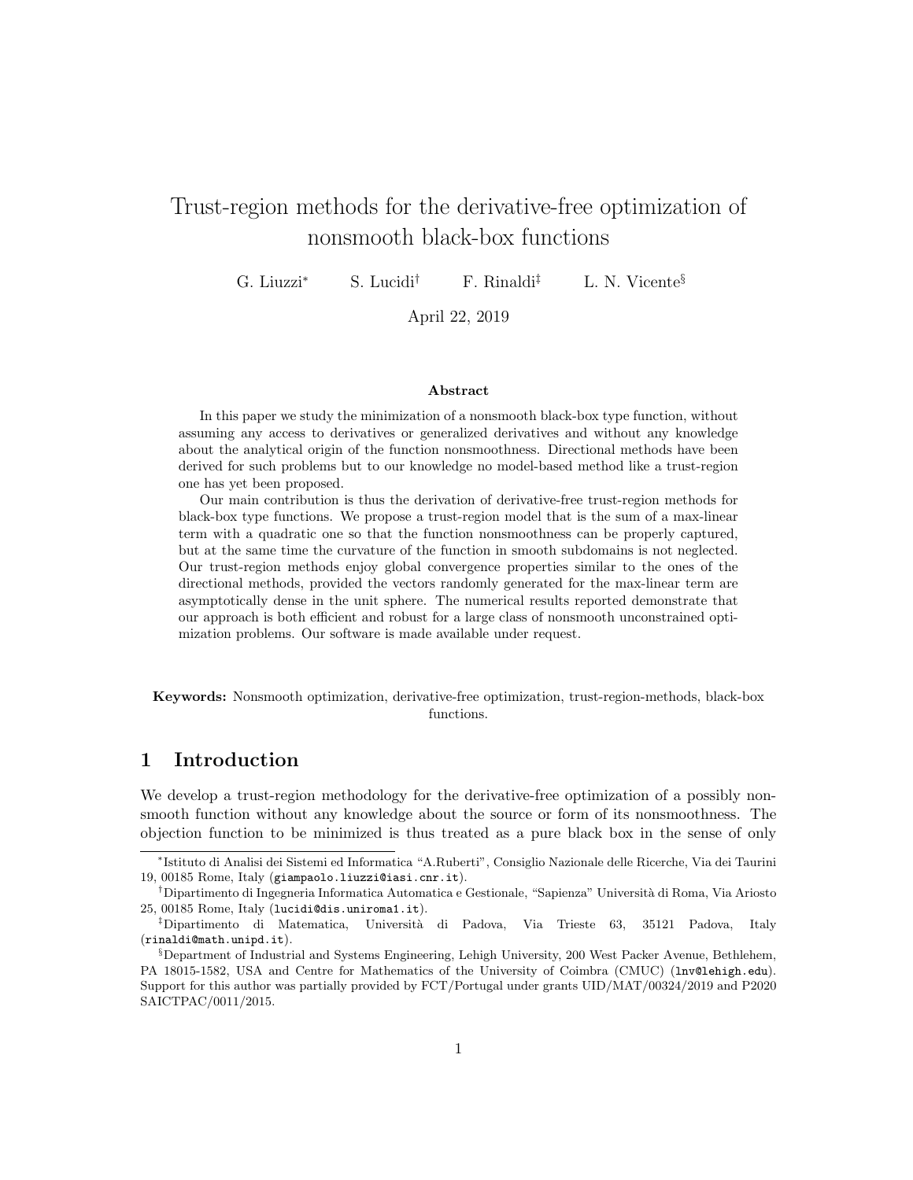# Trust-region methods for the derivative-free optimization of nonsmooth black-box functions

G. Liuzzi[*] S. Lucidi[†] F. Rinaldi[‡] L. N. Vicente[§]

April 22, 2019

**Abstract**

In this paper we study the minimization of a nonsmooth black-box type function, without assuming any access to derivatives or generalized derivatives and without any knowledge about the analytical origin of the function nonsmoothness. Directional methods have been derived for such problems but to our knowledge no model-based method like a trust-region one has yet been proposed.

Our main contribution is thus the derivation of derivative-free trust-region methods for black-box type functions. We propose a trust-region model that is the sum of a max-linear term with a quadratic one so that the function nonsmoothness can be properly captured, but at the same time the curvature of the function in smooth subdomains is not neglected. Our trust-region methods enjoy global convergence properties similar to the ones of the directional methods, provided the vectors randomly generated for the max-linear term are asymptotically dense in the unit sphere. The numerical results reported demonstrate that our approach is both efficient and robust for a large class of nonsmooth unconstrained optimization problems. Our software is made available under request.

**Keywords:** Nonsmooth optimization, derivative-free optimization, trust-region-methods, black-box functions.

## 1 Introduction

We develop a trust-region methodology for the derivative-free optimization of a possibly nonsmooth function without any knowledge about the source or form of its nonsmoothness. The objection function to be minimized is thus treated as a pure black box in the sense of only

---

[*] Istituto di Analisi dei Sistemi ed Informatica "A.Ruberti", Consiglio Nazionale delle Ricerche, Via dei Taurini 19, 00185 Rome, Italy (giampaolo.liuzzi@iasi.cnr.it).

[†] Dipartimento di Ingegneria Informatica Automatica e Gestionale, "Sapienza" Università di Roma, Via Ariosto 25, 00185 Rome, Italy (lucidi@dis.uniroma1.it).

[‡] Dipartimento di Matematica, Università di Padova, Via Trieste 63, 35121 Padova, Italy (rinaldi@math.unipd.it).

[§] Department of Industrial and Systems Engineering, Lehigh University, 200 West Packer Avenue, Bethlehem, PA 18015-1582, USA and Centre for Mathematics of the University of Coimbra (CMUC) (lnv@lehigh.edu). Support for this author was partially provided by FCT/Portugal under grants UID/MAT/00324/2019 and P2020 SAICTPAC/0011/2015.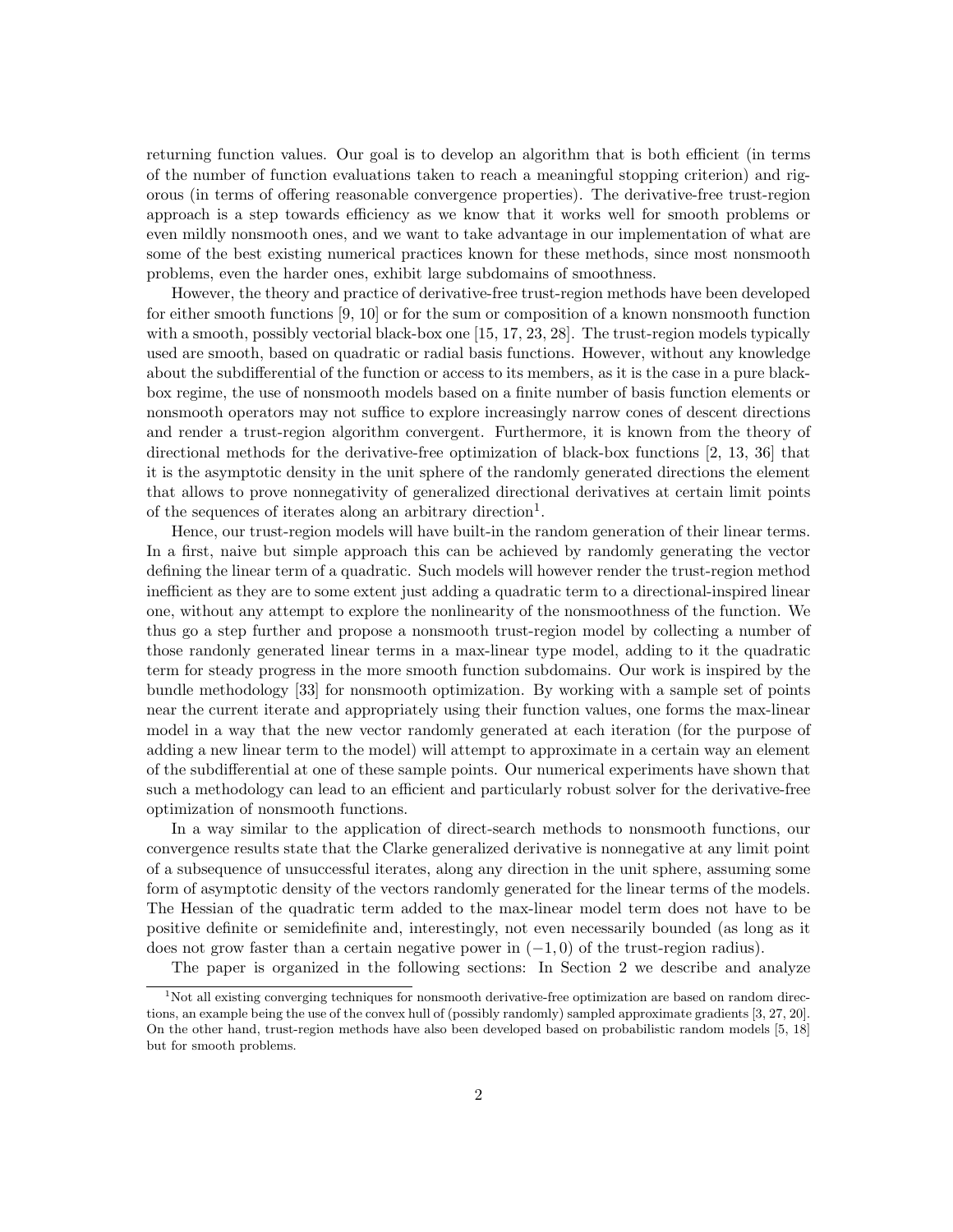returning function values. Our goal is to develop an algorithm that is both efficient (in terms of the number of function evaluations taken to reach a meaningful stopping criterion) and rigorous (in terms of offering reasonable convergence properties). The derivative-free trust-region approach is a step towards efficiency as we know that it works well for smooth problems or even mildly nonsmooth ones, and we want to take advantage in our implementation of what are some of the best existing numerical practices known for these methods, since most nonsmooth problems, even the harder ones, exhibit large subdomains of smoothness.

However, the theory and practice of derivative-free trust-region methods have been developed for either smooth functions [9, 10] or for the sum or composition of a known nonsmooth function with a smooth, possibly vectorial black-box one [15, 17, 23, 28]. The trust-region models typically used are smooth, based on quadratic or radial basis functions. However, without any knowledge about the subdifferential of the function or access to its members, as it is the case in a pure black-box regime, the use of nonsmooth models based on a finite number of basis function elements or nonsmooth operators may not suffice to explore increasingly narrow cones of descent directions and render a trust-region algorithm convergent. Furthermore, it is known from the theory of directional methods for the derivative-free optimization of black-box functions [2, 13, 36] that it is the asymptotic density in the unit sphere of the randomly generated directions the element that allows to prove nonnegativity of generalized directional derivatives at certain limit points of the sequences of iterates along an arbitrary direction[1].

Hence, our trust-region models will have built-in the random generation of their linear terms. In a first, naive but simple approach this can be achieved by randomly generating the vector defining the linear term of a quadratic. Such models will however render the trust-region method inefficient as they are to some extent just adding a quadratic term to a directional-inspired linear one, without any attempt to explore the nonlinearity of the nonsmoothness of the function. We thus go a step further and propose a nonsmooth trust-region model by collecting a number of those randonly generated linear terms in a max-linear type model, adding to it the quadratic term for steady progress in the more smooth function subdomains. Our work is inspired by the bundle methodology [33] for nonsmooth optimization. By working with a sample set of points near the current iterate and appropriately using their function values, one forms the max-linear model in a way that the new vector randomly generated at each iteration (for the purpose of adding a new linear term to the model) will attempt to approximate in a certain way an element of the subdifferential at one of these sample points. Our numerical experiments have shown that such a methodology can lead to an efficient and particularly robust solver for the derivative-free optimization of nonsmooth functions.

In a way similar to the application of direct-search methods to nonsmooth functions, our convergence results state that the Clarke generalized derivative is nonnegative at any limit point of a subsequence of unsuccessful iterates, along any direction in the unit sphere, assuming some form of asymptotic density of the vectors randomly generated for the linear terms of the models. The Hessian of the quadratic term added to the max-linear model term does not have to be positive definite or semidefinite and, interestingly, not even necessarily bounded (as long as it does not grow faster than a certain negative power in $(-1, 0)$ of the trust-region radius).

The paper is organized in the following sections: In Section 2 we describe and analyze

[1] Not all existing converging techniques for nonsmooth derivative-free optimization are based on random directions, an example being the use of the convex hull of (possibly randomly) sampled approximate gradients [3, 27, 20]. On the other hand, trust-region methods have also been developed based on probabilistic random models [5, 18] but for smooth problems.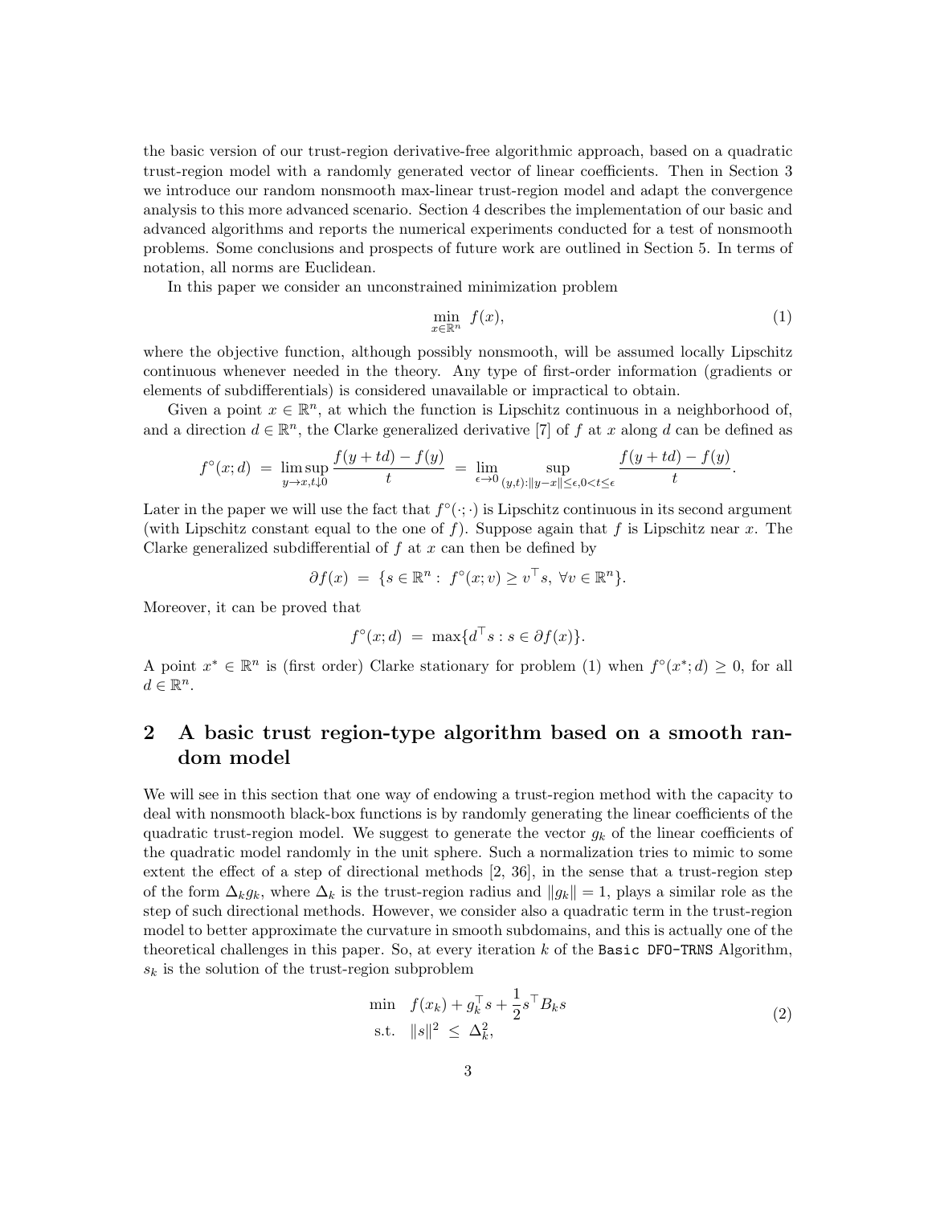the basic version of our trust-region derivative-free algorithmic approach, based on a quadratic trust-region model with a randomly generated vector of linear coefficients. Then in Section 3 we introduce our random nonsmooth max-linear trust-region model and adapt the convergence analysis to this more advanced scenario. Section 4 describes the implementation of our basic and advanced algorithms and reports the numerical experiments conducted for a test of nonsmooth problems. Some conclusions and prospects of future work are outlined in Section 5. In terms of notation, all norms are Euclidean.

In this paper we consider an unconstrained minimization problem

$$\min_{x \in \mathbb{R}^n} \; f(x), \tag{1}$$

where the objective function, although possibly nonsmooth, will be assumed locally Lipschitz continuous whenever needed in the theory. Any type of first-order information (gradients or elements of subdifferentials) is considered unavailable or impractical to obtain.

Given a point $x \in \mathbb{R}^n$, at which the function is Lipschitz continuous in a neighborhood of, and a direction $d \in \mathbb{R}^n$, the Clarke generalized derivative [7] of $f$ at $x$ along $d$ can be defined as

$$f^\circ(x;d) \;=\; \limsup_{y \to x, t \downarrow 0} \frac{f(y+td)-f(y)}{t} \;=\; \lim_{\epsilon \to 0} \sup_{(y,t): \|y-x\| \leq \epsilon, 0 < t \leq \epsilon} \frac{f(y+td)-f(y)}{t}.$$

Later in the paper we will use the fact that $f^\circ(\cdot;\cdot)$ is Lipschitz continuous in its second argument (with Lipschitz constant equal to the one of $f$). Suppose again that $f$ is Lipschitz near $x$. The Clarke generalized subdifferential of $f$ at $x$ can then be defined by

$$\partial f(x) \;=\; \{s \in \mathbb{R}^n : \; f^\circ(x;v) \geq v^\top s, \; \forall v \in \mathbb{R}^n\}.$$

Moreover, it can be proved that

$$f^\circ(x;d) \;=\; \max\{d^\top s : s \in \partial f(x)\}.$$

A point $x^* \in \mathbb{R}^n$ is (first order) Clarke stationary for problem (1) when $f^\circ(x^*;d) \geq 0$, for all $d \in \mathbb{R}^n$.

## 2 A basic trust region-type algorithm based on a smooth random model

We will see in this section that one way of endowing a trust-region method with the capacity to deal with nonsmooth black-box functions is by randomly generating the linear coefficients of the quadratic trust-region model. We suggest to generate the vector $g_k$ of the linear coefficients of the quadratic model randomly in the unit sphere. Such a normalization tries to mimic to some extent the effect of a step of directional methods [2, 36], in the sense that a trust-region step of the form $\Delta_k g_k$, where $\Delta_k$ is the trust-region radius and $\|g_k\| = 1$, plays a similar role as the step of such directional methods. However, we consider also a quadratic term in the trust-region model to better approximate the curvature in smooth subdomains, and this is actually one of the theoretical challenges in this paper. So, at every iteration $k$ of the `Basic DFO-TRNS` Algorithm, $s_k$ is the solution of the trust-region subproblem

$$\begin{array}{ll} \min & f(x_k) + g_k^\top s + \dfrac{1}{2} s^\top B_k s \\ \text{s.t.} & \|s\|^2 \;\leq\; \Delta_k^2, \end{array} \tag{2}$$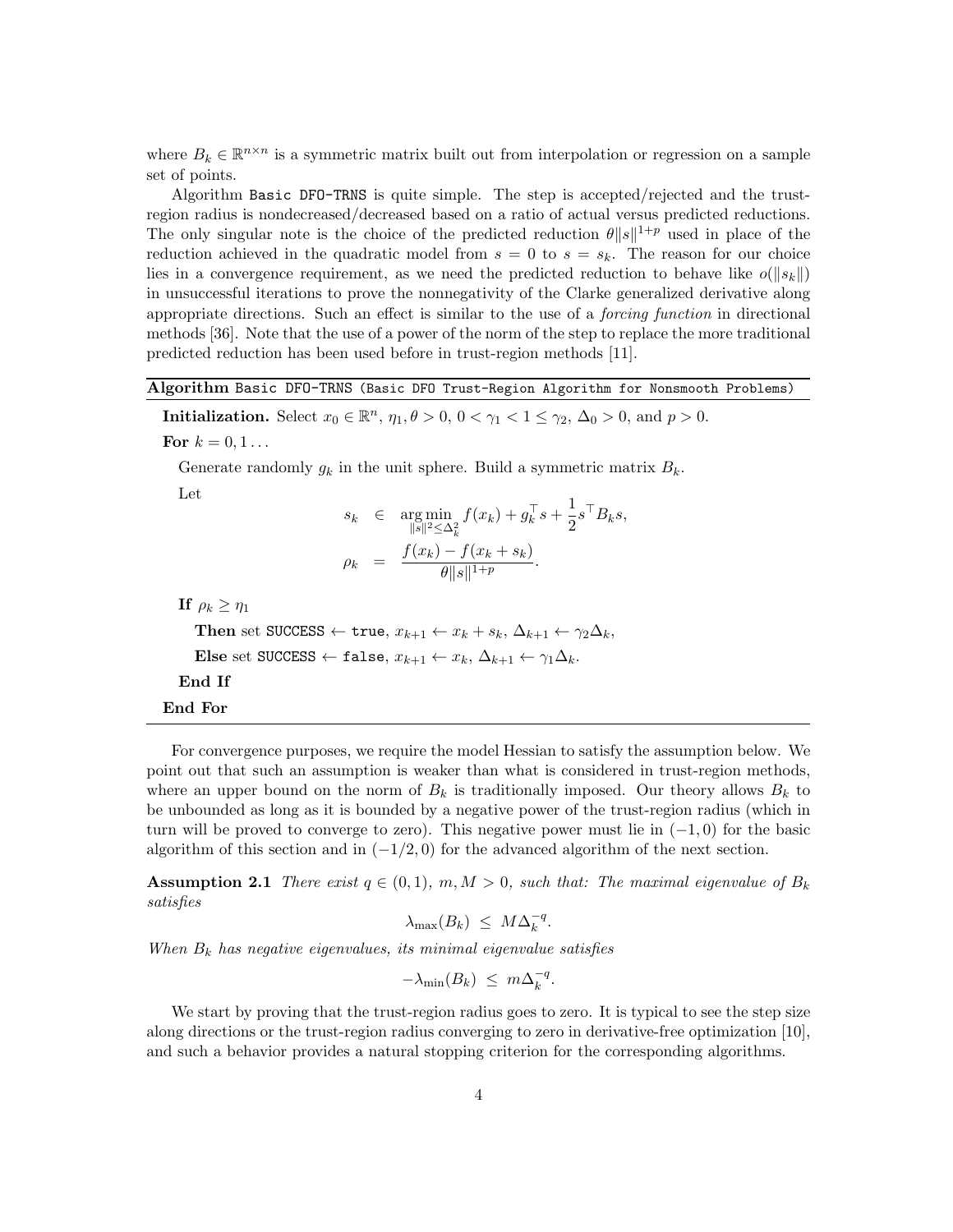where $B_k \in \mathbb{R}^{n \times n}$ is a symmetric matrix built out from interpolation or regression on a sample set of points.

Algorithm `Basic DFO-TRNS` is quite simple. The step is accepted/rejected and the trust-region radius is nondecreased/decreased based on a ratio of actual versus predicted reductions. The only singular note is the choice of the predicted reduction $\theta\|s\|^{1+p}$ used in place of the reduction achieved in the quadratic model from $s = 0$ to $s = s_k$. The reason for our choice lies in a convergence requirement, as we need the predicted reduction to behave like $o(\|s_k\|)$ in unsuccessful iterations to prove the nonnegativity of the Clarke generalized derivative along appropriate directions. Such an effect is similar to the use of a *forcing function* in directional methods [36]. Note that the use of a power of the norm of the step to replace the more traditional predicted reduction has been used before in trust-region methods [11].

---

**Algorithm** `Basic DFO-TRNS (Basic DFO Trust-Region Algorithm for Nonsmooth Problems)`

---

**Initialization.** Select $x_0 \in \mathbb{R}^n$, $\eta_1, \theta > 0$, $0 < \gamma_1 < 1 \leq \gamma_2$, $\Delta_0 > 0$, and $p > 0$.

**For** $k = 0, 1 \ldots$

Generate randomly $g_k$ in the unit sphere. Build a symmetric matrix $B_k$.

Let

$$
\begin{aligned}
s_k &\in \underset{\|s\|^2 \leq \Delta_k^2}{\arg\min} \, f(x_k) + g_k^\top s + \frac{1}{2} s^\top B_k s, \\
\rho_k &= \frac{f(x_k) - f(x_k + s_k)}{\theta \|s\|^{1+p}}.
\end{aligned}
$$

**If** $\rho_k \geq \eta_1$

**Then** set `SUCCESS` $\leftarrow$ `true`, $x_{k+1} \leftarrow x_k + s_k$, $\Delta_{k+1} \leftarrow \gamma_2 \Delta_k$,

**Else** set `SUCCESS` $\leftarrow$ `false`, $x_{k+1} \leftarrow x_k$, $\Delta_{k+1} \leftarrow \gamma_1 \Delta_k$.

**End If**

**End For**

---

For convergence purposes, we require the model Hessian to satisfy the assumption below. We point out that such an assumption is weaker than what is considered in trust-region methods, where an upper bound on the norm of $B_k$ is traditionally imposed. Our theory allows $B_k$ to be unbounded as long as it is bounded by a negative power of the trust-region radius (which in turn will be proved to converge to zero). This negative power must lie in $(-1, 0)$ for the basic algorithm of this section and in $(-1/2, 0)$ for the advanced algorithm of the next section.

**Assumption 2.1** *There exist $q \in (0, 1)$, $m, M > 0$, such that: The maximal eigenvalue of $B_k$ satisfies*

$$
\lambda_{\max}(B_k) \leq M \Delta_k^{-q}.
$$

*When $B_k$ has negative eigenvalues, its minimal eigenvalue satisfies*

$$
-\lambda_{\min}(B_k) \leq m \Delta_k^{-q}.
$$

We start by proving that the trust-region radius goes to zero. It is typical to see the step size along directions or the trust-region radius converging to zero in derivative-free optimization [10], and such a behavior provides a natural stopping criterion for the corresponding algorithms.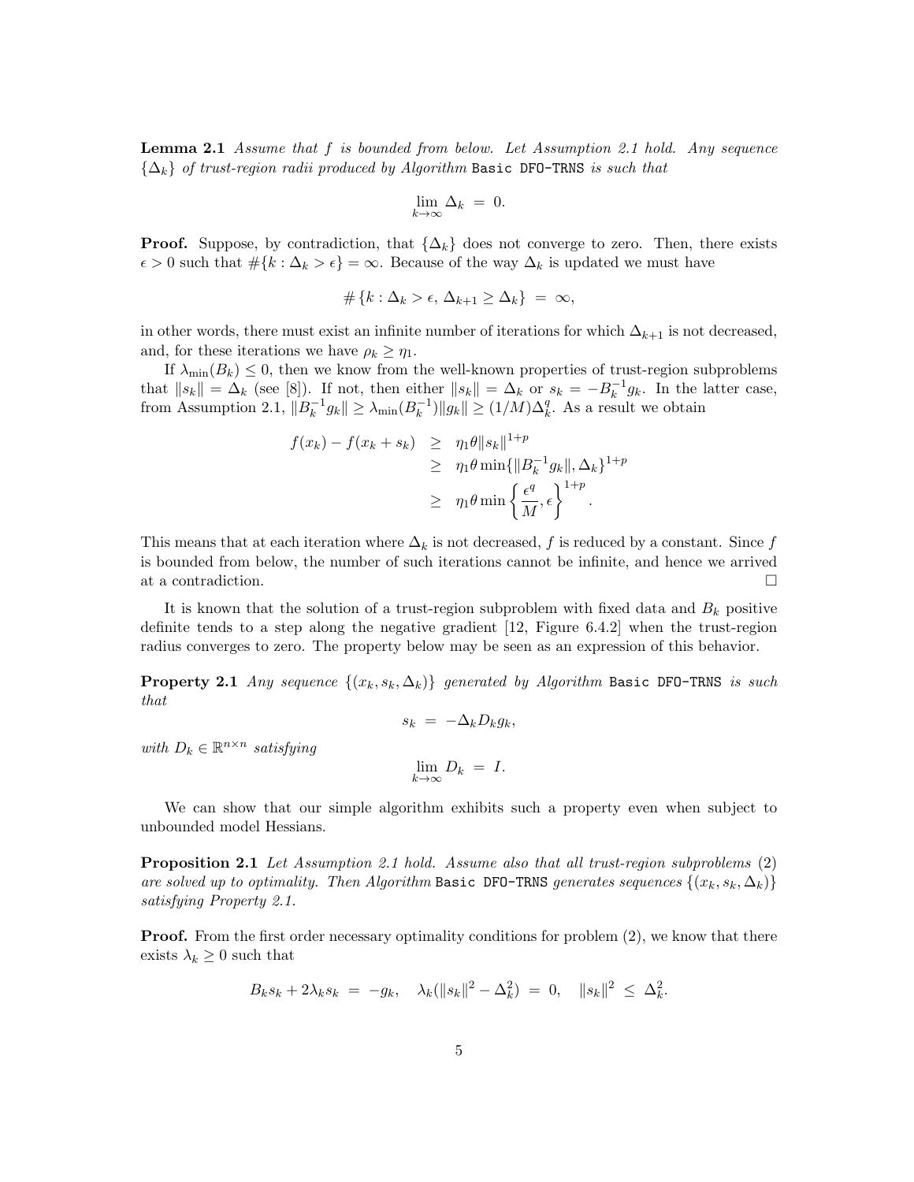**Lemma 2.1** *Assume that $f$ is bounded from below. Let Assumption 2.1 hold. Any sequence $\{\Delta_k\}$ of trust-region radii produced by Algorithm* `Basic DFO-TRNS` *is such that*

$$\lim_{k\to\infty} \Delta_k \;=\; 0.$$

**Proof.** Suppose, by contradiction, that $\{\Delta_k\}$ does not converge to zero. Then, there exists $\epsilon > 0$ such that $\#\{k : \Delta_k > \epsilon\} = \infty$. Because of the way $\Delta_k$ is updated we must have

$$\#\left\{k : \Delta_k > \epsilon,\; \Delta_{k+1} \geq \Delta_k\right\} \;=\; \infty,$$

in other words, there must exist an infinite number of iterations for which $\Delta_{k+1}$ is not decreased, and, for these iterations we have $\rho_k \geq \eta_1$.

If $\lambda_{\min}(B_k) \leq 0$, then we know from the well-known properties of trust-region subproblems that $\|s_k\| = \Delta_k$ (see [8]). If not, then either $\|s_k\| = \Delta_k$ or $s_k = -B_k^{-1}g_k$. In the latter case, from Assumption 2.1, $\|B_k^{-1}g_k\| \geq \lambda_{\min}(B_k^{-1})\|g_k\| \geq (1/M)\Delta_k^q$. As a result we obtain

$$\begin{aligned}
f(x_k) - f(x_k + s_k) &\geq \eta_1 \theta \|s_k\|^{1+p} \\
&\geq \eta_1 \theta \min\{\|B_k^{-1}g_k\|, \Delta_k\}^{1+p} \\
&\geq \eta_1 \theta \min\left\{\frac{\epsilon^q}{M}, \epsilon\right\}^{1+p}.
\end{aligned}$$

This means that at each iteration where $\Delta_k$ is not decreased, $f$ is reduced by a constant. Since $f$ is bounded from below, the number of such iterations cannot be infinite, and hence we arrived at a contradiction. $\square$

It is known that the solution of a trust-region subproblem with fixed data and $B_k$ positive definite tends to a step along the negative gradient [12, Figure 6.4.2] when the trust-region radius converges to zero. The property below may be seen as an expression of this behavior.

**Property 2.1** *Any sequence $\{(x_k, s_k, \Delta_k)\}$ generated by Algorithm* `Basic DFO-TRNS` *is such that*

$$s_k \;=\; -\Delta_k D_k g_k,$$

*with $D_k \in \mathbb{R}^{n\times n}$ satisfying*

$$\lim_{k\to\infty} D_k \;=\; I.$$

We can show that our simple algorithm exhibits such a property even when subject to unbounded model Hessians.

**Proposition 2.1** *Let Assumption 2.1 hold. Assume also that all trust-region subproblems* (2) *are solved up to optimality. Then Algorithm* `Basic DFO-TRNS` *generates sequences $\{(x_k, s_k, \Delta_k)\}$ satisfying Property 2.1.*

**Proof.** From the first order necessary optimality conditions for problem (2), we know that there exists $\lambda_k \geq 0$ such that

$$B_k s_k + 2\lambda_k s_k \;=\; -g_k, \quad \lambda_k(\|s_k\|^2 - \Delta_k^2) \;=\; 0, \quad \|s_k\|^2 \;\leq\; \Delta_k^2.$$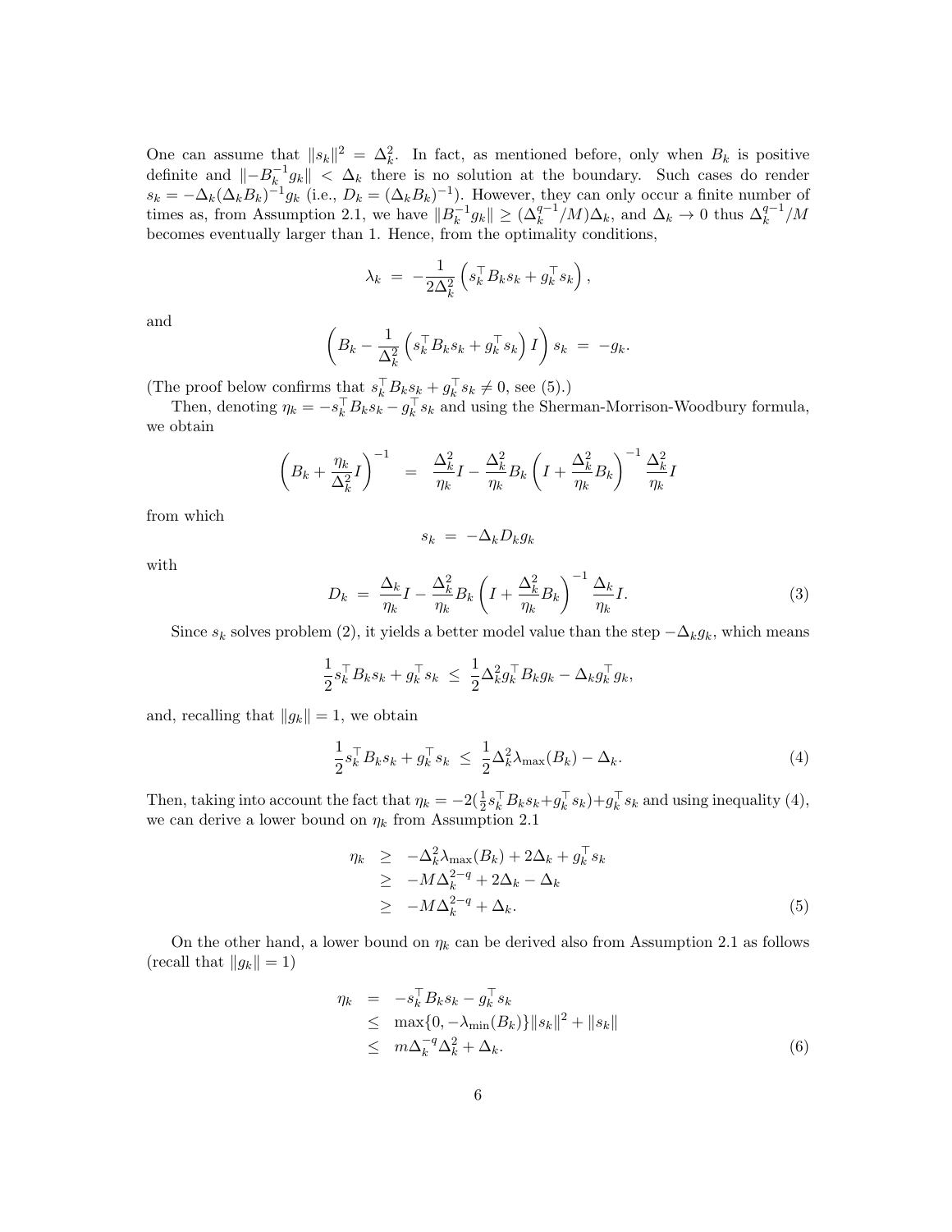One can assume that $\|s_k\|^2 = \Delta_k^2$. In fact, as mentioned before, only when $B_k$ is positive definite and $\|-B_k^{-1}g_k\| < \Delta_k$ there is no solution at the boundary. Such cases do render $s_k = -\Delta_k(\Delta_k B_k)^{-1}g_k$ (i.e., $D_k = (\Delta_k B_k)^{-1}$). However, they can only occur a finite number of times as, from Assumption 2.1, we have $\|B_k^{-1}g_k\| \geq (\Delta_k^{q-1}/M)\Delta_k$, and $\Delta_k \to 0$ thus $\Delta_k^{q-1}/M$ becomes eventually larger than 1. Hence, from the optimality conditions,

$$\lambda_k \;=\; -\frac{1}{2\Delta_k^2}\left(s_k^\top B_k s_k + g_k^\top s_k\right),$$

and

$$\left(B_k - \frac{1}{\Delta_k^2}\left(s_k^\top B_k s_k + g_k^\top s_k\right) I\right) s_k \;=\; -g_k.$$

(The proof below confirms that $s_k^\top B_k s_k + g_k^\top s_k \neq 0$, see (5).)

Then, denoting $\eta_k = -s_k^\top B_k s_k - g_k^\top s_k$ and using the Sherman-Morrison-Woodbury formula, we obtain

$$\left(B_k + \frac{\eta_k}{\Delta_k^2} I\right)^{-1} \;=\; \frac{\Delta_k^2}{\eta_k} I - \frac{\Delta_k^2}{\eta_k} B_k \left(I + \frac{\Delta_k^2}{\eta_k} B_k\right)^{-1} \frac{\Delta_k^2}{\eta_k} I$$

from which

$$s_k \;=\; -\Delta_k D_k g_k$$

with

$$D_k \;=\; \frac{\Delta_k}{\eta_k} I - \frac{\Delta_k^2}{\eta_k} B_k \left(I + \frac{\Delta_k^2}{\eta_k} B_k\right)^{-1} \frac{\Delta_k}{\eta_k} I. \tag{3}$$

Since $s_k$ solves problem (2), it yields a better model value than the step $-\Delta_k g_k$, which means

$$\frac{1}{2} s_k^\top B_k s_k + g_k^\top s_k \;\leq\; \frac{1}{2}\Delta_k^2 g_k^\top B_k g_k - \Delta_k g_k^\top g_k,$$

and, recalling that $\|g_k\| = 1$, we obtain

$$\frac{1}{2} s_k^\top B_k s_k + g_k^\top s_k \;\leq\; \frac{1}{2}\Delta_k^2 \lambda_{\max}(B_k) - \Delta_k. \tag{4}$$

Then, taking into account the fact that $\eta_k = -2(\frac{1}{2}s_k^\top B_k s_k + g_k^\top s_k) + g_k^\top s_k$ and using inequality (4), we can derive a lower bound on $\eta_k$ from Assumption 2.1

$$\begin{aligned} \eta_k &\geq -\Delta_k^2 \lambda_{\max}(B_k) + 2\Delta_k + g_k^\top s_k \\ &\geq -M\Delta_k^{2-q} + 2\Delta_k - \Delta_k \\ &\geq -M\Delta_k^{2-q} + \Delta_k. \end{aligned} \tag{5}$$

On the other hand, a lower bound on $\eta_k$ can be derived also from Assumption 2.1 as follows (recall that $\|g_k\| = 1$)

$$\begin{aligned} \eta_k &= -s_k^\top B_k s_k - g_k^\top s_k \\ &\leq \max\{0, -\lambda_{\min}(B_k)\}\|s_k\|^2 + \|s_k\| \\ &\leq m\Delta_k^{-q}\Delta_k^2 + \Delta_k. \end{aligned} \tag{6}$$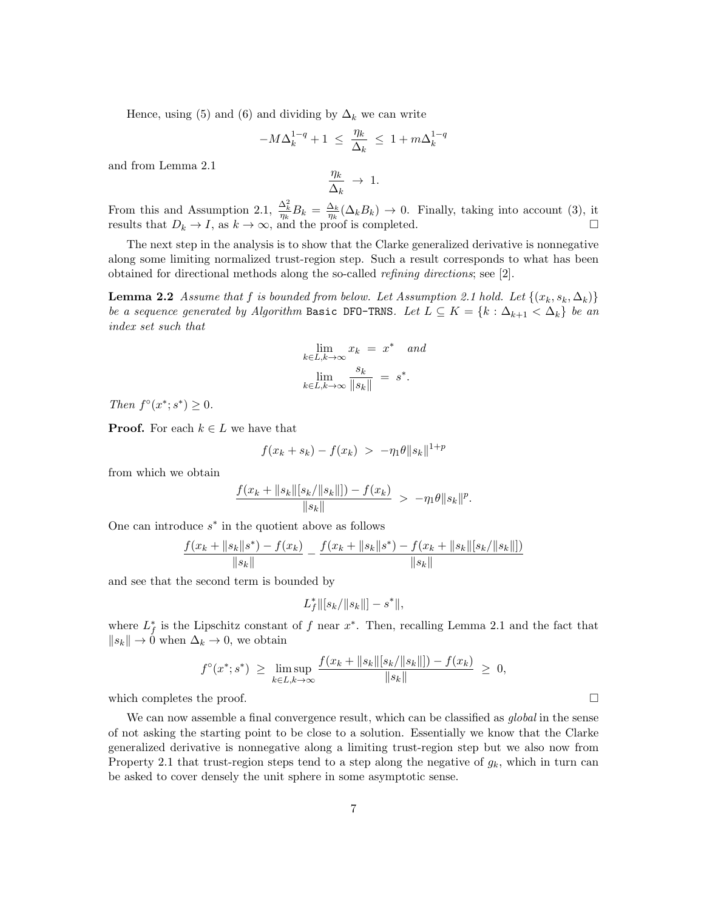Hence, using (5) and (6) and dividing by $\Delta_k$ we can write

$$-M\Delta_k^{1-q} + 1 \; \leq \; \frac{\eta_k}{\Delta_k} \; \leq \; 1 + m\Delta_k^{1-q}$$

and from Lemma 2.1

$$\frac{\eta_k}{\Delta_k} \; \to \; 1.$$

From this and Assumption 2.1, $\frac{\Delta_k^2}{\eta_k} B_k = \frac{\Delta_k}{\eta_k}(\Delta_k B_k) \to 0$. Finally, taking into account (3), it results that $D_k \to I$, as $k \to \infty$, and the proof is completed. □

The next step in the analysis is to show that the Clarke generalized derivative is nonnegative along some limiting normalized trust-region step. Such a result corresponds to what has been obtained for directional methods along the so-called *refining directions*; see [2].

**Lemma 2.2** *Assume that $f$ is bounded from below. Let Assumption 2.1 hold. Let $\{(x_k, s_k, \Delta_k)\}$ be a sequence generated by Algorithm* `Basic DFO-TRNS`. *Let $L \subseteq K = \{k : \Delta_{k+1} < \Delta_k\}$ be an index set such that*

$$\lim_{k \in L, k \to \infty} x_k \; = \; x^* \quad \textit{and}$$

$$\lim_{k \in L, k \to \infty} \frac{s_k}{\|s_k\|} \; = \; s^*.$$

*Then $f^\circ(x^*; s^*) \geq 0$.*

**Proof.** For each $k \in L$ we have that

$$f(x_k + s_k) - f(x_k) \; > \; -\eta_1 \theta \|s_k\|^{1+p}$$

from which we obtain

$$\frac{f(x_k + \|s_k\|[s_k/\|s_k\|]) - f(x_k)}{\|s_k\|} \; > \; -\eta_1 \theta \|s_k\|^p.$$

One can introduce $s^*$ in the quotient above as follows

$$\frac{f(x_k + \|s_k\| s^*) - f(x_k)}{\|s_k\|} - \frac{f(x_k + \|s_k\| s^*) - f(x_k + \|s_k\|[s_k/\|s_k\|])}{\|s_k\|}$$

and see that the second term is bounded by

$$L_f^* \|[s_k/\|s_k\|] - s^*\|,$$

where $L_f^*$ is the Lipschitz constant of $f$ near $x^*$. Then, recalling Lemma 2.1 and the fact that $\|s_k\| \to 0$ when $\Delta_k \to 0$, we obtain

$$f^\circ(x^*; s^*) \; \geq \; \limsup_{k \in L, k \to \infty} \frac{f(x_k + \|s_k\|[s_k/\|s_k\|]) - f(x_k)}{\|s_k\|} \; \geq \; 0,$$

which completes the proof. □

We can now assemble a final convergence result, which can be classified as *global* in the sense of not asking the starting point to be close to a solution. Essentially we know that the Clarke generalized derivative is nonnegative along a limiting trust-region step but we also now from Property 2.1 that trust-region steps tend to a step along the negative of $g_k$, which in turn can be asked to cover densely the unit sphere in some asymptotic sense.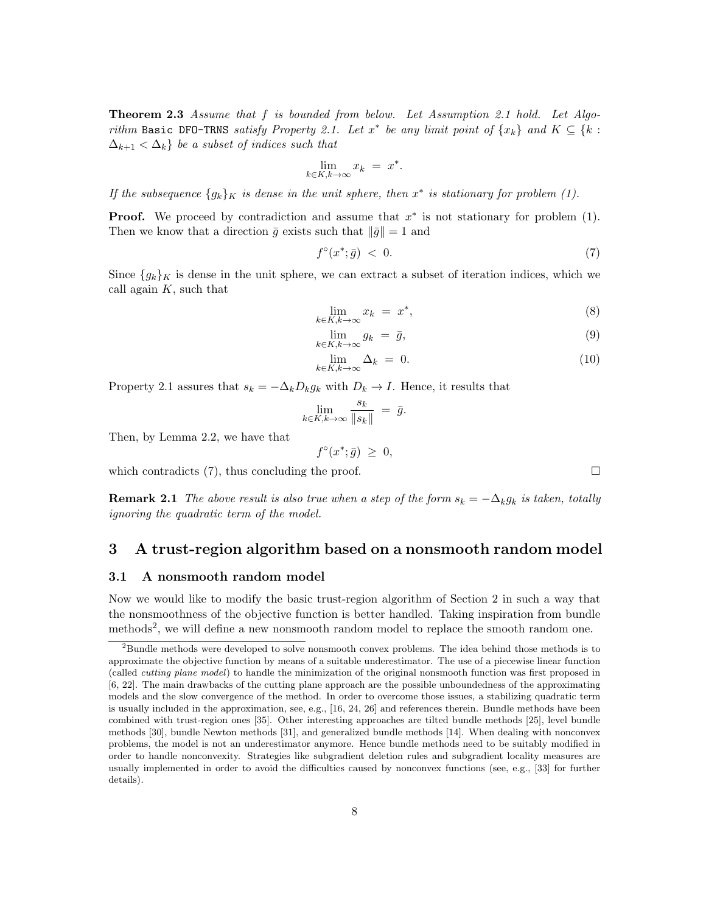**Theorem 2.3** *Assume that $f$ is bounded from below. Let Assumption 2.1 hold. Let Algorithm* `Basic DFO-TRNS` *satisfy Property 2.1. Let $x^*$ be any limit point of $\{x_k\}$ and $K \subseteq \{k : \Delta_{k+1} < \Delta_k\}$ be a subset of indices such that*

$$\lim_{k\in K, k\to\infty} x_k \;=\; x^*.$$

*If the subsequence $\{g_k\}_K$ is dense in the unit sphere, then $x^*$ is stationary for problem (1).*

**Proof.** We proceed by contradiction and assume that $x^*$ is not stationary for problem (1). Then we know that a direction $\bar{g}$ exists such that $\|\bar{g}\| = 1$ and

$$f^\circ(x^*; \bar{g}) \;<\; 0. \tag{7}$$

Since $\{g_k\}_K$ is dense in the unit sphere, we can extract a subset of iteration indices, which we call again $K$, such that

$$\lim_{k\in K, k\to\infty} x_k \;=\; x^*, \tag{8}$$

$$\lim_{k\in K, k\to\infty} g_k \;=\; \bar{g}, \tag{9}$$

$$\lim_{k\in K, k\to\infty} \Delta_k \;=\; 0. \tag{10}$$

Property 2.1 assures that $s_k = -\Delta_k D_k g_k$ with $D_k \to I$. Hence, it results that

$$\lim_{k\in K, k\to\infty} \frac{s_k}{\|s_k\|} \;=\; \bar{g}.$$

Then, by Lemma 2.2, we have that

$$f^\circ(x^*; \bar{g}) \;\geq\; 0,$$

which contradicts (7), thus concluding the proof. □

**Remark 2.1** *The above result is also true when a step of the form $s_k = -\Delta_k g_k$ is taken, totally ignoring the quadratic term of the model.*

## 3 A trust-region algorithm based on a nonsmooth random model

### 3.1 A nonsmooth random model

Now we would like to modify the basic trust-region algorithm of Section 2 in such a way that the nonsmoothness of the objective function is better handled. Taking inspiration from bundle methods[2], we will define a new nonsmooth random model to replace the smooth random one.

[2] Bundle methods were developed to solve nonsmooth convex problems. The idea behind those methods is to approximate the objective function by means of a suitable underestimator. The use of a piecewise linear function (called *cutting plane model*) to handle the minimization of the original nonsmooth function was first proposed in [6, 22]. The main drawbacks of the cutting plane approach are the possible unboundedness of the approximating models and the slow convergence of the method. In order to overcome those issues, a stabilizing quadratic term is usually included in the approximation, see, e.g., [16, 24, 26] and references therein. Bundle methods have been combined with trust-region ones [35]. Other interesting approaches are tilted bundle methods [25], level bundle methods [30], bundle Newton methods [31], and generalized bundle methods [14]. When dealing with nonconvex problems, the model is not an underestimator anymore. Hence bundle methods need to be suitably modified in order to handle nonconvexity. Strategies like subgradient deletion rules and subgradient locality measures are usually implemented in order to avoid the difficulties caused by nonconvex functions (see, e.g., [33] for further details).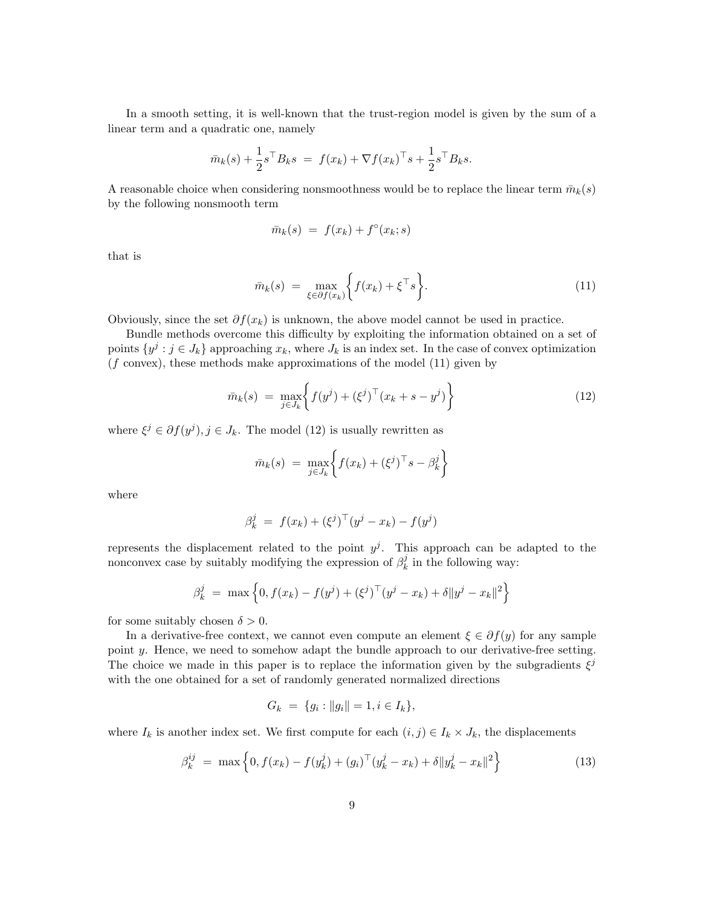In a smooth setting, it is well-known that the trust-region model is given by the sum of a linear term and a quadratic one, namely

$$\bar{m}_k(s) + \frac{1}{2}s^\top B_k s \;=\; f(x_k) + \nabla f(x_k)^\top s + \frac{1}{2}s^\top B_k s.$$

A reasonable choice when considering nonsmoothness would be to replace the linear term $\bar{m}_k(s)$ by the following nonsmooth term

$$\bar{m}_k(s) \;=\; f(x_k) + f^\circ(x_k; s)$$

that is

$$\bar{m}_k(s) \;=\; \max_{\xi \in \partial f(x_k)} \Big\{ f(x_k) + \xi^\top s \Big\}. \tag{11}$$

Obviously, since the set $\partial f(x_k)$ is unknown, the above model cannot be used in practice.

Bundle methods overcome this difficulty by exploiting the information obtained on a set of points $\{y^j : j \in J_k\}$ approaching $x_k$, where $J_k$ is an index set. In the case of convex optimization ($f$ convex), these methods make approximations of the model (11) given by

$$\bar{m}_k(s) \;=\; \max_{j \in J_k} \Big\{ f(y^j) + (\xi^j)^\top (x_k + s - y^j) \Big\} \tag{12}$$

where $\xi^j \in \partial f(y^j)$, $j \in J_k$. The model (12) is usually rewritten as

$$\bar{m}_k(s) \;=\; \max_{j \in J_k} \Big\{ f(x_k) + (\xi^j)^\top s - \beta_k^j \Big\}$$

where

$$\beta_k^j \;=\; f(x_k) + (\xi^j)^\top (y^j - x_k) - f(y^j)$$

represents the displacement related to the point $y^j$. This approach can be adapted to the nonconvex case by suitably modifying the expression of $\beta_k^j$ in the following way:

$$\beta_k^j \;=\; \max \Big\{ 0, f(x_k) - f(y^j) + (\xi^j)^\top (y^j - x_k) + \delta \|y^j - x_k\|^2 \Big\}$$

for some suitably chosen $\delta > 0$.

In a derivative-free context, we cannot even compute an element $\xi \in \partial f(y)$ for any sample point $y$. Hence, we need to somehow adapt the bundle approach to our derivative-free setting. The choice we made in this paper is to replace the information given by the subgradients $\xi^j$ with the one obtained for a set of randomly generated normalized directions

$$G_k \;=\; \{g_i : \|g_i\| = 1, i \in I_k\},$$

where $I_k$ is another index set. We first compute for each $(i, j) \in I_k \times J_k$, the displacements

$$\beta_k^{ij} \;=\; \max \Big\{ 0, f(x_k) - f(y_k^j) + (g_i)^\top (y_k^j - x_k) + \delta \|y_k^j - x_k\|^2 \Big\} \tag{13}$$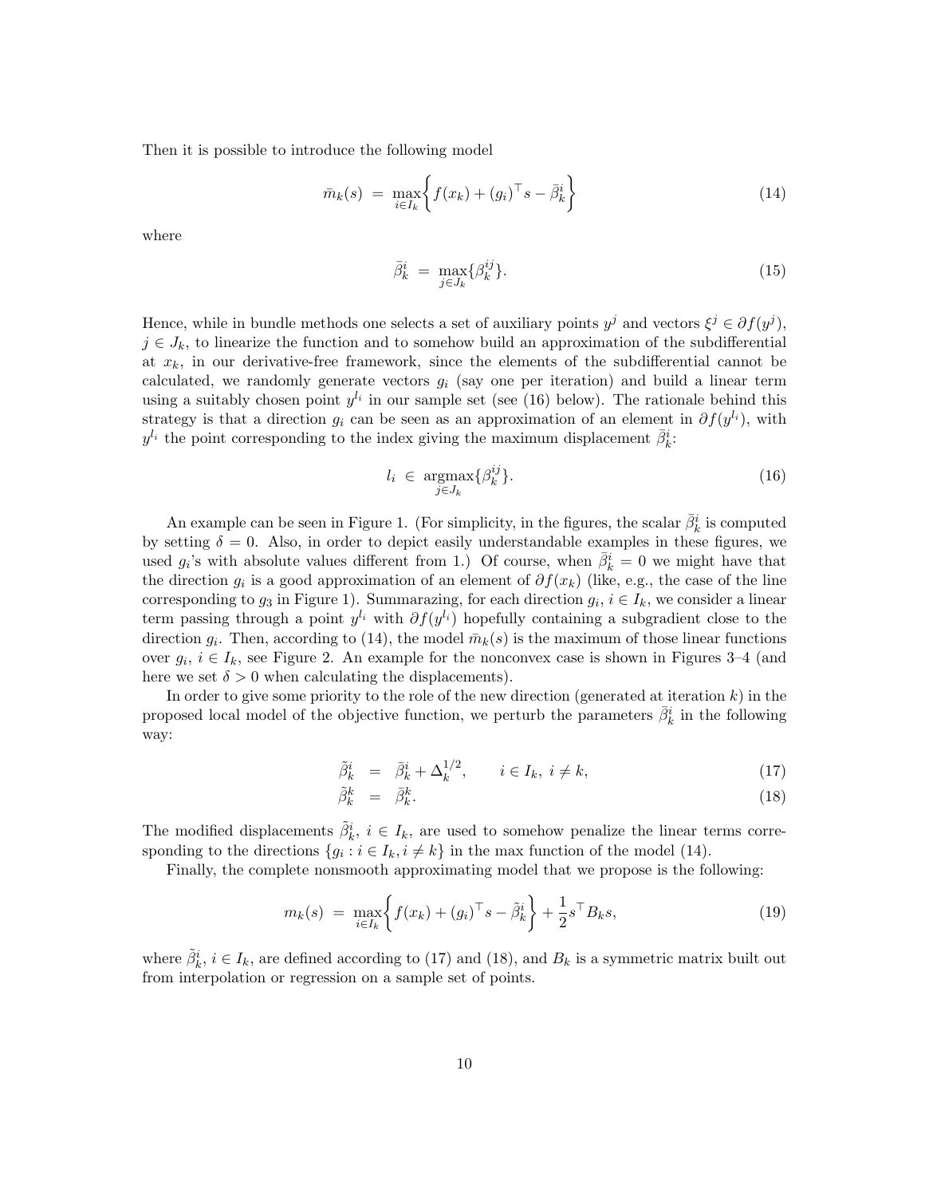Then it is possible to introduce the following model

$$\bar{m}_k(s) \;=\; \max_{i \in I_k} \left\{ f(x_k) + (g_i)^\top s - \bar{\beta}_k^i \right\} \tag{14}$$

where

$$\bar{\beta}_k^i \;=\; \max_{j \in J_k} \{\beta_k^{ij}\}. \tag{15}$$

Hence, while in bundle methods one selects a set of auxiliary points $y^j$ and vectors $\xi^j \in \partial f(y^j)$, $j \in J_k$, to linearize the function and to somehow build an approximation of the subdifferential at $x_k$, in our derivative-free framework, since the elements of the subdifferential cannot be calculated, we randomly generate vectors $g_i$ (say one per iteration) and build a linear term using a suitably chosen point $y^{l_i}$ in our sample set (see (16) below). The rationale behind this strategy is that a direction $g_i$ can be seen as an approximation of an element in $\partial f(y^{l_i})$, with $y^{l_i}$ the point corresponding to the index giving the maximum displacement $\bar{\beta}_k^i$:

$$l_i \;\in\; \operatorname*{argmax}_{j \in J_k} \{\beta_k^{ij}\}. \tag{16}$$

An example can be seen in Figure 1. (For simplicity, in the figures, the scalar $\bar{\beta}_k^i$ is computed by setting $\delta = 0$. Also, in order to depict easily understandable examples in these figures, we used $g_i$'s with absolute values different from 1.) Of course, when $\bar{\beta}_k^i = 0$ we might have that the direction $g_i$ is a good approximation of an element of $\partial f(x_k)$ (like, e.g., the case of the line corresponding to $g_3$ in Figure 1). Summarazing, for each direction $g_i$, $i \in I_k$, we consider a linear term passing through a point $y^{l_i}$ with $\partial f(y^{l_i})$ hopefully containing a subgradient close to the direction $g_i$. Then, according to (14), the model $\bar{m}_k(s)$ is the maximum of those linear functions over $g_i$, $i \in I_k$, see Figure 2. An example for the nonconvex case is shown in Figures 3–4 (and here we set $\delta > 0$ when calculating the displacements).

In order to give some priority to the role of the new direction (generated at iteration $k$) in the proposed local model of the objective function, we perturb the parameters $\bar{\beta}_k^i$ in the following way:

$$\tilde{\beta}_k^i \;=\; \bar{\beta}_k^i + \Delta_k^{1/2}, \qquad i \in I_k,\ i \neq k, \tag{17}$$

$$\tilde{\beta}_k^k \;=\; \bar{\beta}_k^k. \tag{18}$$

The modified displacements $\tilde{\beta}_k^i$, $i \in I_k$, are used to somehow penalize the linear terms corresponding to the directions $\{g_i : i \in I_k, i \neq k\}$ in the max function of the model (14).

Finally, the complete nonsmooth approximating model that we propose is the following:

$$m_k(s) \;=\; \max_{i \in I_k} \left\{ f(x_k) + (g_i)^\top s - \tilde{\beta}_k^i \right\} + \frac{1}{2} s^\top B_k s, \tag{19}$$

where $\tilde{\beta}_k^i$, $i \in I_k$, are defined according to (17) and (18), and $B_k$ is a symmetric matrix built out from interpolation or regression on a sample set of points.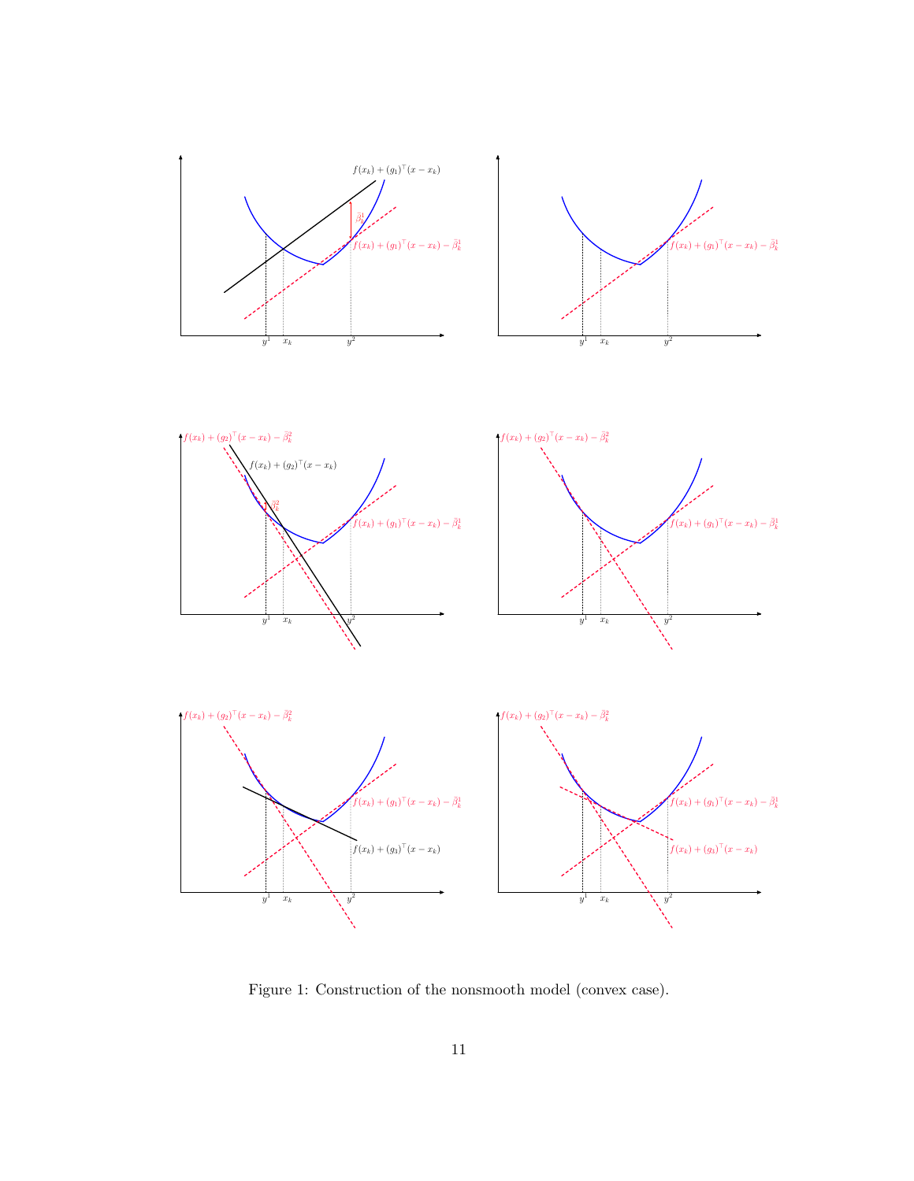Figure 1: Construction of the nonsmooth model (convex case).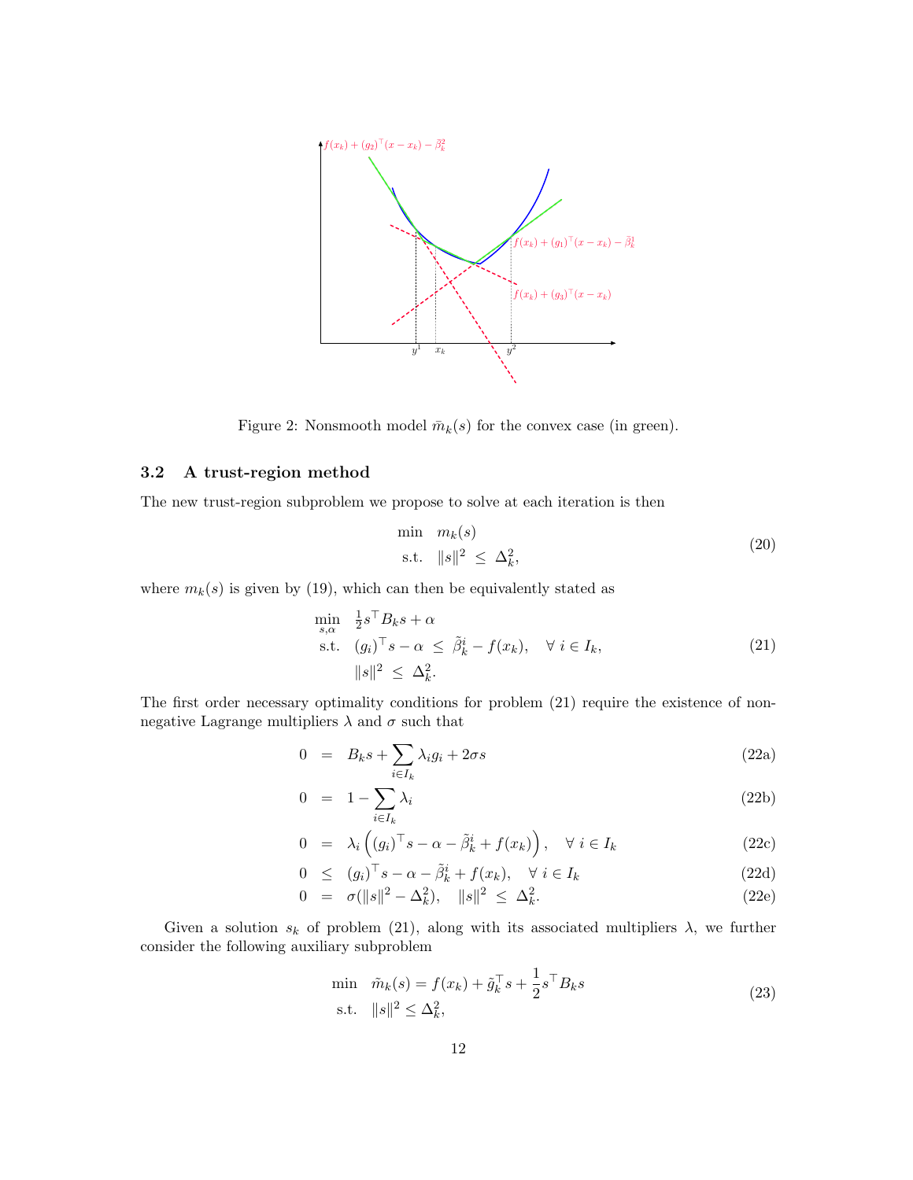Figure 2: Nonsmooth model $\bar{m}_k(s)$ for the convex case (in green).

### 3.2 A trust-region method

The new trust-region subproblem we propose to solve at each iteration is then

$$
\begin{array}{ll}
\min & m_k(s) \\
\text{s.t.} & \|s\|^2 \;\leq\; \Delta_k^2,
\end{array}
\tag{20}
$$

where $m_k(s)$ is given by (19), which can then be equivalently stated as

$$
\begin{array}{ll}
\displaystyle\min_{s,\alpha} & \frac{1}{2}s^\top B_k s + \alpha \\
\text{s.t.} & (g_i)^\top s - \alpha \;\leq\; \tilde{\beta}_k^i - f(x_k), \quad \forall\; i \in I_k, \\
& \|s\|^2 \;\leq\; \Delta_k^2.
\end{array}
\tag{21}
$$

The first order necessary optimality conditions for problem (21) require the existence of non-negative Lagrange multipliers $\lambda$ and $\sigma$ such that

$$
0 \;=\; B_k s + \sum_{i\in I_k} \lambda_i g_i + 2\sigma s \tag{22a}
$$

$$
0 \;=\; 1 - \sum_{i\in I_k} \lambda_i \tag{22b}
$$

$$
0 \;=\; \lambda_i \left( (g_i)^\top s - \alpha - \tilde{\beta}_k^i + f(x_k) \right), \quad \forall\; i \in I_k \tag{22c}
$$

$$
0 \;\leq\; (g_i)^\top s - \alpha - \tilde{\beta}_k^i + f(x_k), \quad \forall\; i \in I_k \tag{22d}
$$

$$
0 \;=\; \sigma(\|s\|^2 - \Delta_k^2), \quad \|s\|^2 \;\leq\; \Delta_k^2. \tag{22e}
$$

Given a solution $s_k$ of problem (21), along with its associated multipliers $\lambda$, we further consider the following auxiliary subproblem

$$
\begin{array}{ll}
\min & \tilde{m}_k(s) = f(x_k) + \tilde{g}_k^\top s + \dfrac{1}{2} s^\top B_k s \\
\text{s.t.} & \|s\|^2 \leq \Delta_k^2,
\end{array}
\tag{23}
$$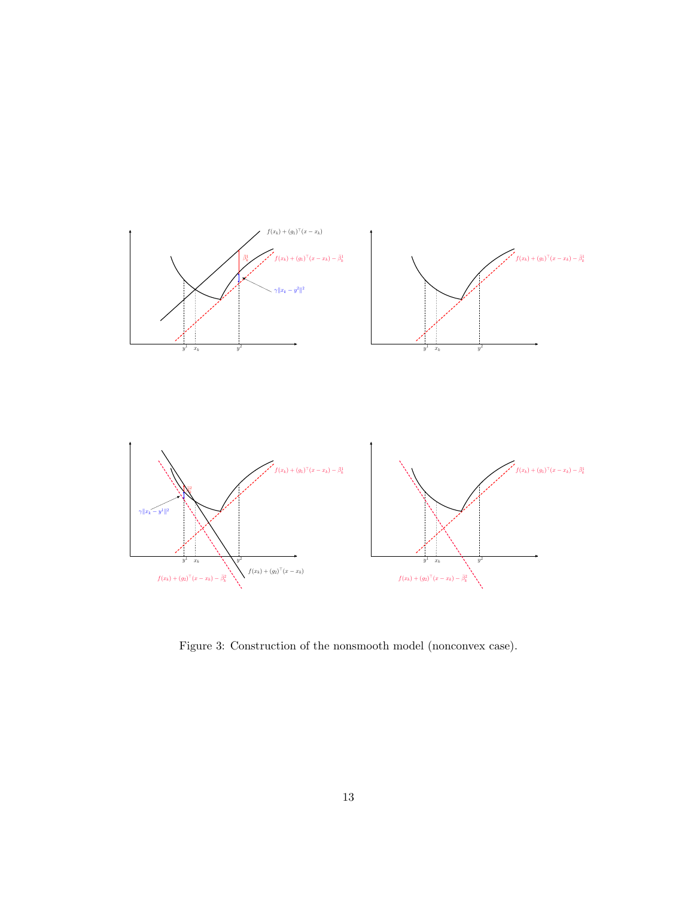Figure 3: Construction of the nonsmooth model (nonconvex case).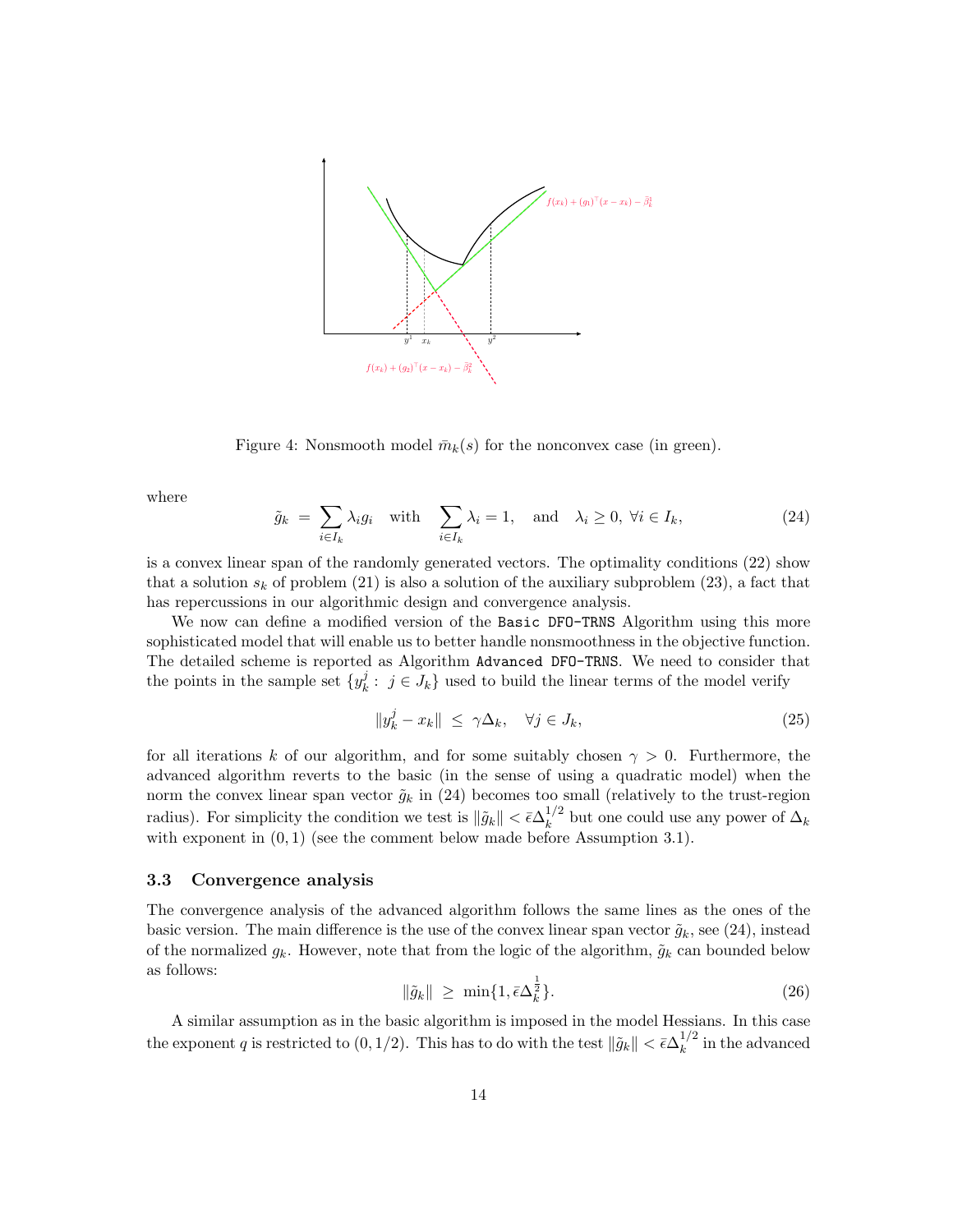Figure 4: Nonsmooth model $\bar{m}_k(s)$ for the nonconvex case (in green).

where

$$\tilde{g}_k \;=\; \sum_{i\in I_k} \lambda_i g_i \quad \text{with} \quad \sum_{i\in I_k} \lambda_i = 1, \quad \text{and} \quad \lambda_i \geq 0,\; \forall i \in I_k, \tag{24}$$

is a convex linear span of the randomly generated vectors. The optimality conditions (22) show that a solution $s_k$ of problem (21) is also a solution of the auxiliary subproblem (23), a fact that has repercussions in our algorithmic design and convergence analysis.

We now can define a modified version of the `Basic DFO-TRNS` Algorithm using this more sophisticated model that will enable us to better handle nonsmoothness in the objective function. The detailed scheme is reported as Algorithm `Advanced DFO-TRNS`. We need to consider that the points in the sample set $\{y_k^j : \; j \in J_k\}$ used to build the linear terms of the model verify

$$\|y_k^j - x_k\| \;\leq\; \gamma \Delta_k, \quad \forall j \in J_k, \tag{25}$$

for all iterations $k$ of our algorithm, and for some suitably chosen $\gamma > 0$. Furthermore, the advanced algorithm reverts to the basic (in the sense of using a quadratic model) when the norm the convex linear span vector $\tilde{g}_k$ in (24) becomes too small (relatively to the trust-region radius). For simplicity the condition we test is $\|\tilde{g}_k\| < \bar{\epsilon}\Delta_k^{1/2}$ but one could use any power of $\Delta_k$ with exponent in $(0,1)$ (see the comment below made before Assumption 3.1).

### 3.3 Convergence analysis

The convergence analysis of the advanced algorithm follows the same lines as the ones of the basic version. The main difference is the use of the convex linear span vector $\tilde{g}_k$, see (24), instead of the normalized $g_k$. However, note that from the logic of the algorithm, $\tilde{g}_k$ can bounded below as follows:

$$\|\tilde{g}_k\| \;\geq\; \min\{1, \bar{\epsilon}\Delta_k^{\frac{1}{2}}\}. \tag{26}$$

A similar assumption as in the basic algorithm is imposed in the model Hessians. In this case the exponent $q$ is restricted to $(0, 1/2)$. This has to do with the test $\|\tilde{g}_k\| < \bar{\epsilon}\Delta_k^{1/2}$ in the advanced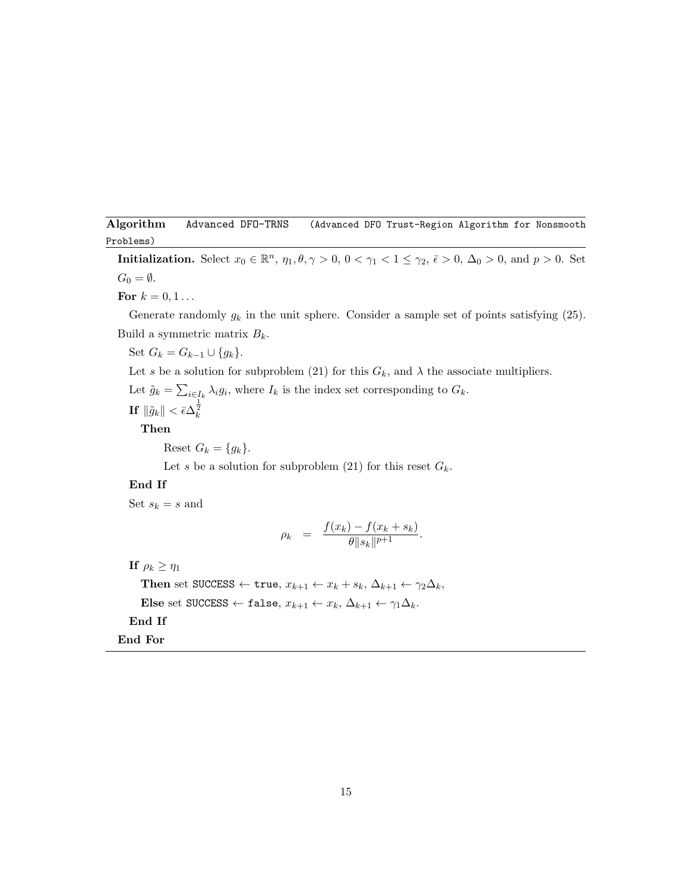**Algorithm** `Advanced DFO-TRNS` `(Advanced DFO Trust-Region Algorithm for Nonsmooth Problems)`

---

**Initialization.** Select $x_0 \in \mathbb{R}^n$, $\eta_1, \theta, \gamma > 0$, $0 < \gamma_1 < 1 \leq \gamma_2$, $\bar{\epsilon} > 0$, $\Delta_0 > 0$, and $p > 0$. Set $G_0 = \emptyset$.

**For** $k = 0, 1 \ldots$

Generate randomly $g_k$ in the unit sphere. Consider a sample set of points satisfying (25). Build a symmetric matrix $B_k$.

Set $G_k = G_{k-1} \cup \{g_k\}$.

Let $s$ be a solution for subproblem (21) for this $G_k$, and $\lambda$ the associate multipliers.

Let $\tilde{g}_k = \sum_{i \in I_k} \lambda_i g_i$, where $I_k$ is the index set corresponding to $G_k$.

**If** $\|\tilde{g}_k\| < \bar{\epsilon} \Delta_k^{\frac{1}{2}}$

**Then**

Reset $G_k = \{g_k\}$.

Let $s$ be a solution for subproblem (21) for this reset $G_k$.

**End If**

Set $s_k = s$ and

$$
\rho_k = \frac{f(x_k) - f(x_k + s_k)}{\theta \|s_k\|^{p+1}}.
$$

**If** $\rho_k \geq \eta_1$

**Then** set `SUCCESS` $\leftarrow$ `true`, $x_{k+1} \leftarrow x_k + s_k$, $\Delta_{k+1} \leftarrow \gamma_2 \Delta_k$,

**Else** set `SUCCESS` $\leftarrow$ `false`, $x_{k+1} \leftarrow x_k$, $\Delta_{k+1} \leftarrow \gamma_1 \Delta_k$.

**End If**

**End For**

---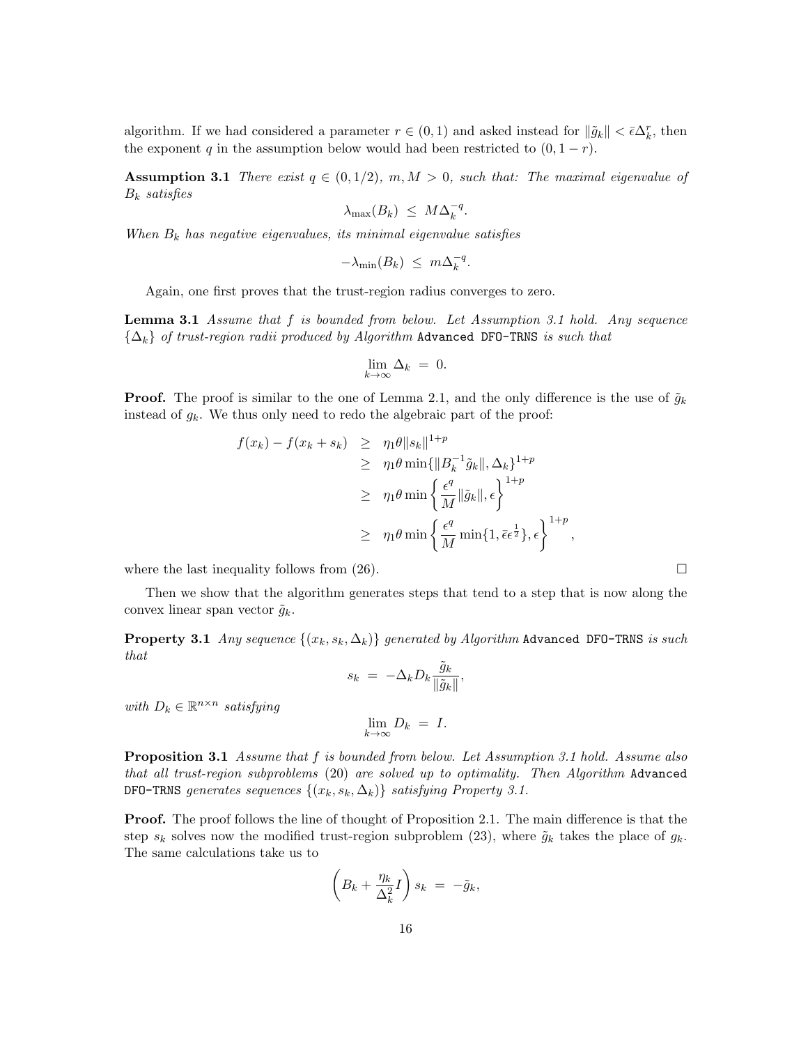algorithm. If we had considered a parameter $r \in (0,1)$ and asked instead for $\|\tilde{g}_k\| < \bar{\epsilon}\Delta_k^r$, then the exponent $q$ in the assumption below would had been restricted to $(0, 1-r)$.

**Assumption 3.1** *There exist $q \in (0, 1/2)$, $m, M > 0$, such that: The maximal eigenvalue of $B_k$ satisfies*

$$\lambda_{\max}(B_k) \ \leq \ M\Delta_k^{-q}.$$

*When $B_k$ has negative eigenvalues, its minimal eigenvalue satisfies*

$$-\lambda_{\min}(B_k) \ \leq \ m\Delta_k^{-q}.$$

Again, one first proves that the trust-region radius converges to zero.

**Lemma 3.1** *Assume that $f$ is bounded from below. Let Assumption 3.1 hold. Any sequence $\{\Delta_k\}$ of trust-region radii produced by Algorithm* `Advanced DFO-TRNS` *is such that*

$$\lim_{k\to\infty} \Delta_k \ = \ 0.$$

**Proof.** The proof is similar to the one of Lemma 2.1, and the only difference is the use of $\tilde{g}_k$ instead of $g_k$. We thus only need to redo the algebraic part of the proof:

$$\begin{aligned}
f(x_k) - f(x_k + s_k) &\geq \eta_1 \theta \|s_k\|^{1+p} \\
&\geq \eta_1 \theta \min\{\|B_k^{-1}\tilde{g}_k\|, \Delta_k\}^{1+p} \\
&\geq \eta_1 \theta \min\left\{\frac{\epsilon^q}{M}\|\tilde{g}_k\|, \epsilon\right\}^{1+p} \\
&\geq \eta_1 \theta \min\left\{\frac{\epsilon^q}{M}\min\{1, \bar{\epsilon}\epsilon^{\frac{1}{2}}\}, \epsilon\right\}^{1+p},
\end{aligned}$$

where the last inequality follows from (26). $\square$

Then we show that the algorithm generates steps that tend to a step that is now along the convex linear span vector $\tilde{g}_k$.

**Property 3.1** *Any sequence $\{(x_k, s_k, \Delta_k)\}$ generated by Algorithm* `Advanced DFO-TRNS` *is such that*

$$s_k \ = \ -\Delta_k D_k \frac{\tilde{g}_k}{\|\tilde{g}_k\|},$$

*with $D_k \in \mathbb{R}^{n\times n}$ satisfying*

$$\lim_{k\to\infty} D_k \ = \ I.$$

**Proposition 3.1** *Assume that $f$ is bounded from below. Let Assumption 3.1 hold. Assume also that all trust-region subproblems* (20) *are solved up to optimality. Then Algorithm* `Advanced DFO-TRNS` *generates sequences $\{(x_k, s_k, \Delta_k)\}$ satisfying Property 3.1.*

**Proof.** The proof follows the line of thought of Proposition 2.1. The main difference is that the step $s_k$ solves now the modified trust-region subproblem (23), where $\tilde{g}_k$ takes the place of $g_k$. The same calculations take us to

$$\left(B_k + \frac{\eta_k}{\Delta_k^2} I\right) s_k \ = \ -\tilde{g}_k,$$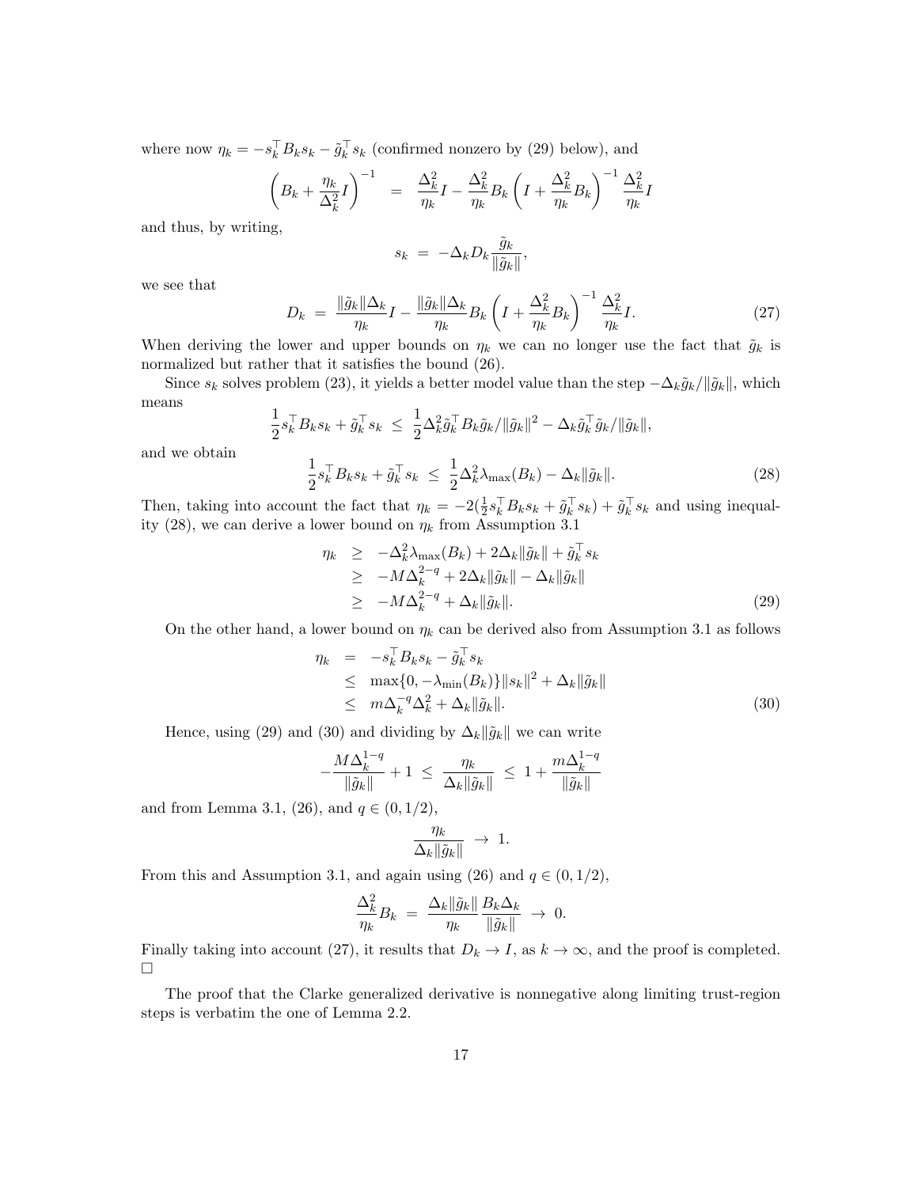where now $\eta_k = -s_k^\top B_k s_k - \tilde{g}_k^\top s_k$ (confirmed nonzero by (29) below), and

$$\left( B_k + \frac{\eta_k}{\Delta_k^2} I \right)^{-1} \;=\; \frac{\Delta_k^2}{\eta_k} I - \frac{\Delta_k^2}{\eta_k} B_k \left( I + \frac{\Delta_k^2}{\eta_k} B_k \right)^{-1} \frac{\Delta_k^2}{\eta_k} I$$

and thus, by writing,

$$s_k \;=\; -\Delta_k D_k \frac{\tilde{g}_k}{\|\tilde{g}_k\|},$$

we see that

$$D_k \;=\; \frac{\|\tilde{g}_k\|\Delta_k}{\eta_k} I - \frac{\|\tilde{g}_k\|\Delta_k}{\eta_k} B_k \left( I + \frac{\Delta_k^2}{\eta_k} B_k \right)^{-1} \frac{\Delta_k^2}{\eta_k} I. \tag{27}$$

When deriving the lower and upper bounds on $\eta_k$ we can no longer use the fact that $\tilde{g}_k$ is normalized but rather that it satisfies the bound (26).

Since $s_k$ solves problem (23), it yields a better model value than the step $-\Delta_k \tilde{g}_k / \|\tilde{g}_k\|$, which means

$$\frac{1}{2} s_k^\top B_k s_k + \tilde{g}_k^\top s_k \;\leq\; \frac{1}{2} \Delta_k^2 \tilde{g}_k^\top B_k \tilde{g}_k / \|\tilde{g}_k\|^2 - \Delta_k \tilde{g}_k^\top \tilde{g}_k / \|\tilde{g}_k\|,$$

and we obtain

$$\frac{1}{2} s_k^\top B_k s_k + \tilde{g}_k^\top s_k \;\leq\; \frac{1}{2} \Delta_k^2 \lambda_{\max}(B_k) - \Delta_k \|\tilde{g}_k\|. \tag{28}$$

Then, taking into account the fact that $\eta_k = -2(\frac{1}{2} s_k^\top B_k s_k + \tilde{g}_k^\top s_k) + \tilde{g}_k^\top s_k$ and using inequality (28), we can derive a lower bound on $\eta_k$ from Assumption 3.1

$$\begin{aligned} \eta_k &\geq -\Delta_k^2 \lambda_{\max}(B_k) + 2\Delta_k \|\tilde{g}_k\| + \tilde{g}_k^\top s_k \\ &\geq -M \Delta_k^{2-q} + 2\Delta_k \|\tilde{g}_k\| - \Delta_k \|\tilde{g}_k\| \\ &\geq -M \Delta_k^{2-q} + \Delta_k \|\tilde{g}_k\|. \end{aligned} \tag{29}$$

On the other hand, a lower bound on $\eta_k$ can be derived also from Assumption 3.1 as follows

$$\begin{aligned} \eta_k &= -s_k^\top B_k s_k - \tilde{g}_k^\top s_k \\ &\leq \max\{0, -\lambda_{\min}(B_k)\} \|s_k\|^2 + \Delta_k \|\tilde{g}_k\| \\ &\leq m \Delta_k^{-q} \Delta_k^2 + \Delta_k \|\tilde{g}_k\|. \end{aligned} \tag{30}$$

Hence, using (29) and (30) and dividing by $\Delta_k \|\tilde{g}_k\|$ we can write

$$-\frac{M \Delta_k^{1-q}}{\|\tilde{g}_k\|} + 1 \;\leq\; \frac{\eta_k}{\Delta_k \|\tilde{g}_k\|} \;\leq\; 1 + \frac{m \Delta_k^{1-q}}{\|\tilde{g}_k\|}$$

and from Lemma 3.1, (26), and $q \in (0, 1/2)$,

$$\frac{\eta_k}{\Delta_k \|\tilde{g}_k\|} \;\to\; 1.$$

From this and Assumption 3.1, and again using (26) and $q \in (0, 1/2)$,

$$\frac{\Delta_k^2}{\eta_k} B_k \;=\; \frac{\Delta_k \|\tilde{g}_k\|}{\eta_k} \frac{B_k \Delta_k}{\|\tilde{g}_k\|} \;\to\; 0.$$

Finally taking into account (27), it results that $D_k \to I$, as $k \to \infty$, and the proof is completed. $\square$

The proof that the Clarke generalized derivative is nonnegative along limiting trust-region steps is verbatim the one of Lemma 2.2.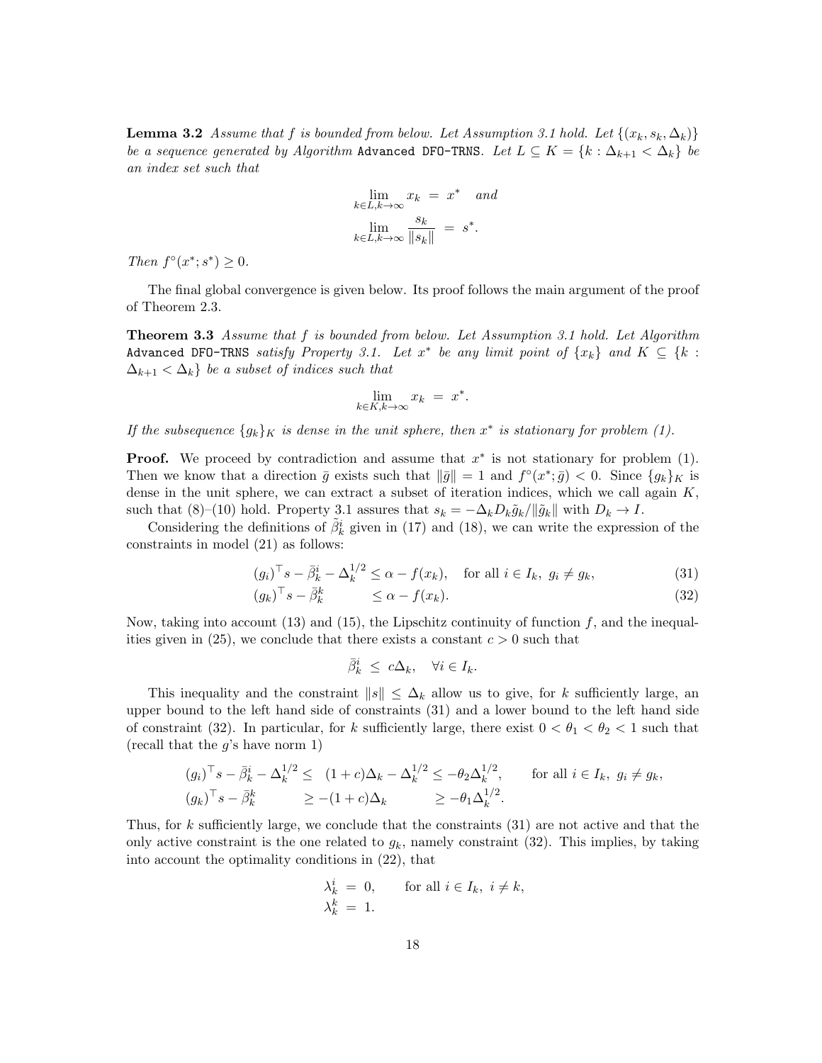**Lemma 3.2** *Assume that $f$ is bounded from below. Let Assumption 3.1 hold. Let $\{(x_k, s_k, \Delta_k)\}$ be a sequence generated by Algorithm* `Advanced DFO-TRNS`*. Let $L \subseteq K = \{k : \Delta_{k+1} < \Delta_k\}$ be an index set such that*

$$\lim_{k \in L, k \to \infty} x_k \;=\; x^* \quad \text{and}$$
$$\lim_{k \in L, k \to \infty} \frac{s_k}{\|s_k\|} \;=\; s^*.$$

*Then $f^\circ(x^*; s^*) \geq 0$.*

The final global convergence is given below. Its proof follows the main argument of the proof of Theorem 2.3.

**Theorem 3.3** *Assume that $f$ is bounded from below. Let Assumption 3.1 hold. Let Algorithm* `Advanced DFO-TRNS` *satisfy Property 3.1. Let $x^*$ be any limit point of $\{x_k\}$ and $K \subseteq \{k : \Delta_{k+1} < \Delta_k\}$ be a subset of indices such that*

$$\lim_{k \in K, k \to \infty} x_k \;=\; x^*.$$

*If the subsequence $\{g_k\}_K$ is dense in the unit sphere, then $x^*$ is stationary for problem (1).*

**Proof.** We proceed by contradiction and assume that $x^*$ is not stationary for problem (1). Then we know that a direction $\bar{g}$ exists such that $\|\bar{g}\| = 1$ and $f^\circ(x^*; \bar{g}) < 0$. Since $\{g_k\}_K$ is dense in the unit sphere, we can extract a subset of iteration indices, which we call again $K$, such that (8)–(10) hold. Property 3.1 assures that $s_k = -\Delta_k D_k \tilde{g}_k / \|\tilde{g}_k\|$ with $D_k \to I$.

Considering the definitions of $\tilde{\beta}_k^i$ given in (17) and (18), we can write the expression of the constraints in model (21) as follows:

$$(g_i)^\top s - \bar{\beta}_k^i - \Delta_k^{1/2} \leq \alpha - f(x_k), \quad \text{for all } i \in I_k,\ g_i \neq g_k, \tag{31}$$
$$(g_k)^\top s - \bar{\beta}_k^k \qquad\quad \leq \alpha - f(x_k). \tag{32}$$

Now, taking into account (13) and (15), the Lipschitz continuity of function $f$, and the inequalities given in (25), we conclude that there exists a constant $c > 0$ such that

$$\bar{\beta}_k^i \;\leq\; c\Delta_k, \quad \forall i \in I_k.$$

This inequality and the constraint $\|s\| \leq \Delta_k$ allow us to give, for $k$ sufficiently large, an upper bound to the left hand side of constraints (31) and a lower bound to the left hand side of constraint (32). In particular, for $k$ sufficiently large, there exist $0 < \theta_1 < \theta_2 < 1$ such that (recall that the $g$'s have norm 1)

$$\begin{aligned}
&(g_i)^\top s - \bar{\beta}_k^i - \Delta_k^{1/2} \leq \; (1+c)\Delta_k - \Delta_k^{1/2} \leq -\theta_2 \Delta_k^{1/2}, && \text{for all } i \in I_k,\ g_i \neq g_k,\\
&(g_k)^\top s - \bar{\beta}_k^k \qquad\quad \geq -(1+c)\Delta_k \qquad\quad \geq -\theta_1 \Delta_k^{1/2}.
\end{aligned}$$

Thus, for $k$ sufficiently large, we conclude that the constraints (31) are not active and that the only active constraint is the one related to $g_k$, namely constraint (32). This implies, by taking into account the optimality conditions in (22), that

$$\begin{aligned}
\lambda_k^i \;&=\; 0, \qquad \text{for all } i \in I_k,\ i \neq k,\\
\lambda_k^k \;&=\; 1.
\end{aligned}$$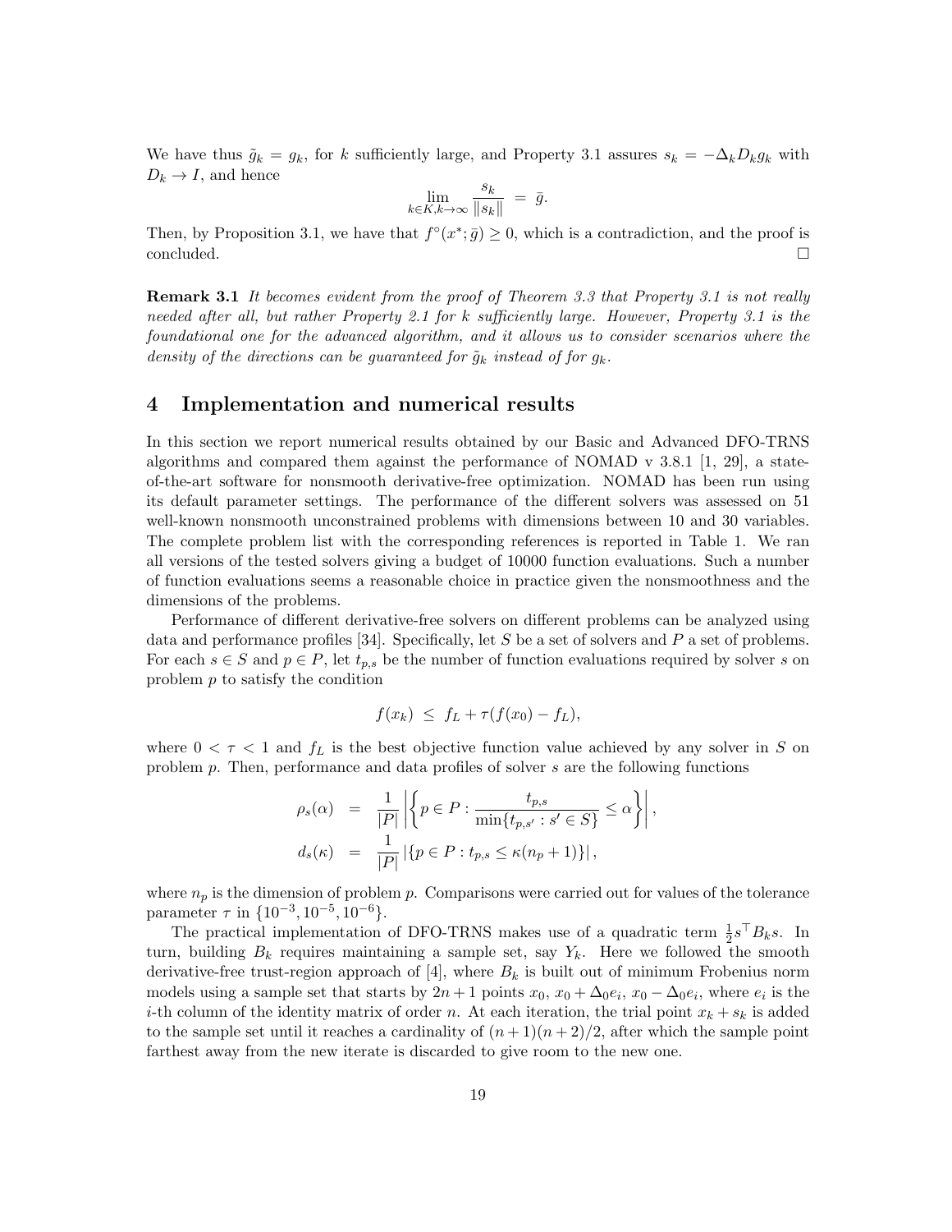We have thus $\tilde{g}_k = g_k$, for $k$ sufficiently large, and Property 3.1 assures $s_k = -\Delta_k D_k g_k$ with $D_k \to I$, and hence

$$\lim_{k \in K, k \to \infty} \frac{s_k}{\|s_k\|} \;=\; \bar{g}.$$

Then, by Proposition 3.1, we have that $f^\circ(x^*; \bar{g}) \geq 0$, which is a contradiction, and the proof is concluded. □

**Remark 3.1** *It becomes evident from the proof of Theorem 3.3 that Property 3.1 is not really needed after all, but rather Property 2.1 for k sufficiently large. However, Property 3.1 is the foundational one for the advanced algorithm, and it allows us to consider scenarios where the density of the directions can be guaranteed for $\tilde{g}_k$ instead of for $g_k$.*

# 4 Implementation and numerical results

In this section we report numerical results obtained by our Basic and Advanced DFO-TRNS algorithms and compared them against the performance of NOMAD v 3.8.1 [1, 29], a state-of-the-art software for nonsmooth derivative-free optimization. NOMAD has been run using its default parameter settings. The performance of the different solvers was assessed on 51 well-known nonsmooth unconstrained problems with dimensions between 10 and 30 variables. The complete problem list with the corresponding references is reported in Table 1. We ran all versions of the tested solvers giving a budget of 10000 function evaluations. Such a number of function evaluations seems a reasonable choice in practice given the nonsmoothness and the dimensions of the problems.

Performance of different derivative-free solvers on different problems can be analyzed using data and performance profiles [34]. Specifically, let $S$ be a set of solvers and $P$ a set of problems. For each $s \in S$ and $p \in P$, let $t_{p,s}$ be the number of function evaluations required by solver $s$ on problem $p$ to satisfy the condition

$$f(x_k) \;\leq\; f_L + \tau(f(x_0) - f_L),$$

where $0 < \tau < 1$ and $f_L$ is the best objective function value achieved by any solver in $S$ on problem $p$. Then, performance and data profiles of solver $s$ are the following functions

$$\begin{aligned}
\rho_s(\alpha) &= \frac{1}{|P|} \left| \left\{ p \in P : \frac{t_{p,s}}{\min\{t_{p,s'} : s' \in S\}} \leq \alpha \right\} \right|, \\
d_s(\kappa) &= \frac{1}{|P|} \left| \{ p \in P : t_{p,s} \leq \kappa(n_p + 1) \} \right|,
\end{aligned}$$

where $n_p$ is the dimension of problem $p$. Comparisons were carried out for values of the tolerance parameter $\tau$ in $\{10^{-3}, 10^{-5}, 10^{-6}\}$.

The practical implementation of DFO-TRNS makes use of a quadratic term $\frac{1}{2} s^\top B_k s$. In turn, building $B_k$ requires maintaining a sample set, say $Y_k$. Here we followed the smooth derivative-free trust-region approach of [4], where $B_k$ is built out of minimum Frobenius norm models using a sample set that starts by $2n+1$ points $x_0$, $x_0 + \Delta_0 e_i$, $x_0 - \Delta_0 e_i$, where $e_i$ is the $i$-th column of the identity matrix of order $n$. At each iteration, the trial point $x_k + s_k$ is added to the sample set until it reaches a cardinality of $(n+1)(n+2)/2$, after which the sample point farthest away from the new iterate is discarded to give room to the new one.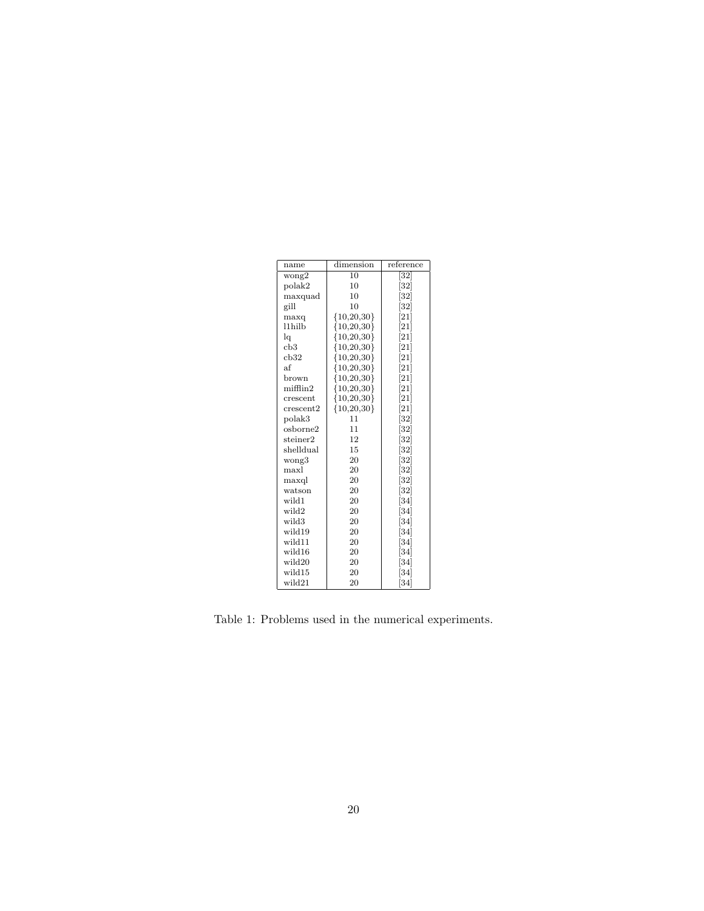| name | dimension | reference |
|---|---|---|
| wong2 | 10 | [32] |
| polak2 | 10 | [32] |
| maxquad | 10 | [32] |
| gill | 10 | [32] |
| maxq | {10,20,30} | [21] |
| l1hilb | {10,20,30} | [21] |
| lq | {10,20,30} | [21] |
| cb3 | {10,20,30} | [21] |
| cb32 | {10,20,30} | [21] |
| af | {10,20,30} | [21] |
| brown | {10,20,30} | [21] |
| mifflin2 | {10,20,30} | [21] |
| crescent | {10,20,30} | [21] |
| crescent2 | {10,20,30} | [21] |
| polak3 | 11 | [32] |
| osborne2 | 11 | [32] |
| steiner2 | 12 | [32] |
| shelldual | 15 | [32] |
| wong3 | 20 | [32] |
| maxl | 20 | [32] |
| maxql | 20 | [32] |
| watson | 20 | [32] |
| wild1 | 20 | [34] |
| wild2 | 20 | [34] |
| wild3 | 20 | [34] |
| wild19 | 20 | [34] |
| wild11 | 20 | [34] |
| wild16 | 20 | [34] |
| wild20 | 20 | [34] |
| wild15 | 20 | [34] |
| wild21 | 20 | [34] |

Table 1: Problems used in the numerical experiments.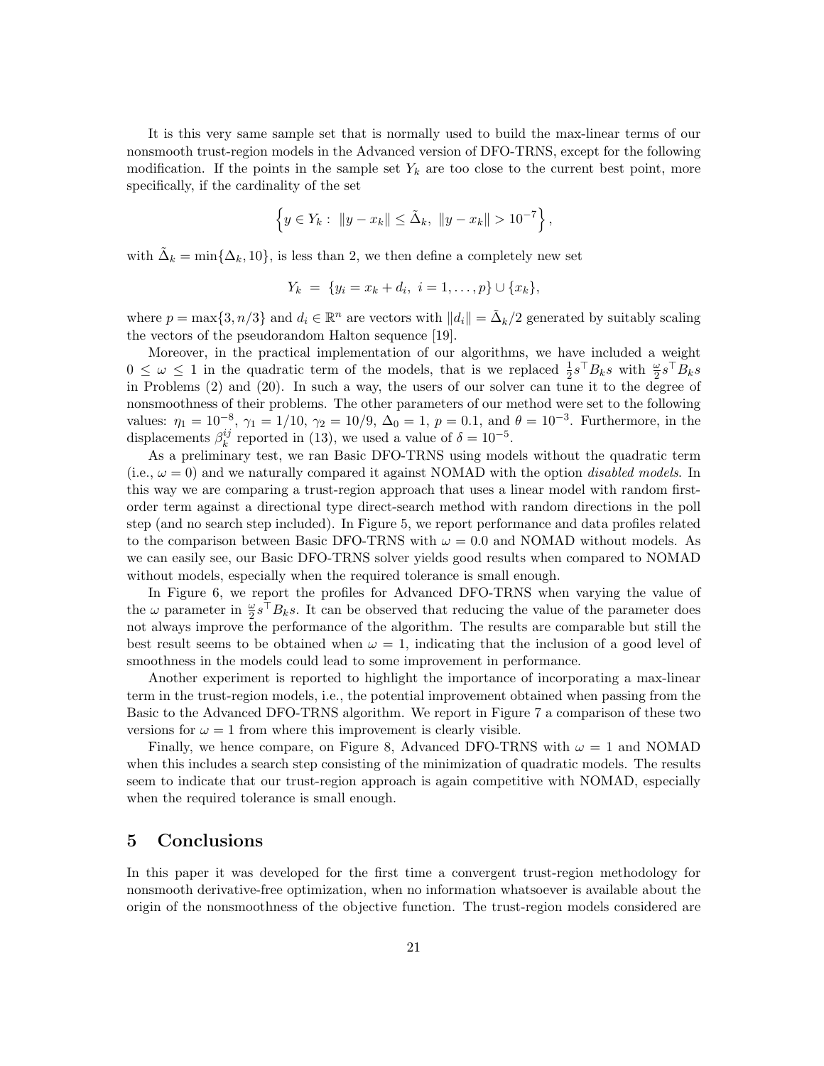It is this very same sample set that is normally used to build the max-linear terms of our nonsmooth trust-region models in the Advanced version of DFO-TRNS, except for the following modification. If the points in the sample set $Y_k$ are too close to the current best point, more specifically, if the cardinality of the set

$$\left\{ y \in Y_k : \; \|y - x_k\| \leq \tilde{\Delta}_k, \; \|y - x_k\| > 10^{-7} \right\},$$

with $\tilde{\Delta}_k = \min\{\Delta_k, 10\}$, is less than 2, we then define a completely new set

$$Y_k \;=\; \{y_i = x_k + d_i, \; i = 1, \ldots, p\} \cup \{x_k\},$$

where $p = \max\{3, n/3\}$ and $d_i \in \mathbb{R}^n$ are vectors with $\|d_i\| = \tilde{\Delta}_k/2$ generated by suitably scaling the vectors of the pseudorandom Halton sequence [19].

Moreover, in the practical implementation of our algorithms, we have included a weight $0 \leq \omega \leq 1$ in the quadratic term of the models, that is we replaced $\frac{1}{2} s^\top B_k s$ with $\frac{\omega}{2} s^\top B_k s$ in Problems (2) and (20). In such a way, the users of our solver can tune it to the degree of nonsmoothness of their problems. The other parameters of our method were set to the following values: $\eta_1 = 10^{-8}$, $\gamma_1 = 1/10$, $\gamma_2 = 10/9$, $\Delta_0 = 1$, $p = 0.1$, and $\theta = 10^{-3}$. Furthermore, in the displacements $\beta_k^{ij}$ reported in (13), we used a value of $\delta = 10^{-5}$.

As a preliminary test, we ran Basic DFO-TRNS using models without the quadratic term (i.e., $\omega = 0$) and we naturally compared it against NOMAD with the option *disabled models*. In this way we are comparing a trust-region approach that uses a linear model with random first-order term against a directional type direct-search method with random directions in the poll step (and no search step included). In Figure 5, we report performance and data profiles related to the comparison between Basic DFO-TRNS with $\omega = 0.0$ and NOMAD without models. As we can easily see, our Basic DFO-TRNS solver yields good results when compared to NOMAD without models, especially when the required tolerance is small enough.

In Figure 6, we report the profiles for Advanced DFO-TRNS when varying the value of the $\omega$ parameter in $\frac{\omega}{2} s^\top B_k s$. It can be observed that reducing the value of the parameter does not always improve the performance of the algorithm. The results are comparable but still the best result seems to be obtained when $\omega = 1$, indicating that the inclusion of a good level of smoothness in the models could lead to some improvement in performance.

Another experiment is reported to highlight the importance of incorporating a max-linear term in the trust-region models, i.e., the potential improvement obtained when passing from the Basic to the Advanced DFO-TRNS algorithm. We report in Figure 7 a comparison of these two versions for $\omega = 1$ from where this improvement is clearly visible.

Finally, we hence compare, on Figure 8, Advanced DFO-TRNS with $\omega = 1$ and NOMAD when this includes a search step consisting of the minimization of quadratic models. The results seem to indicate that our trust-region approach is again competitive with NOMAD, especially when the required tolerance is small enough.

# 5 Conclusions

In this paper it was developed for the first time a convergent trust-region methodology for nonsmooth derivative-free optimization, when no information whatsoever is available about the origin of the nonsmoothness of the objective function. The trust-region models considered are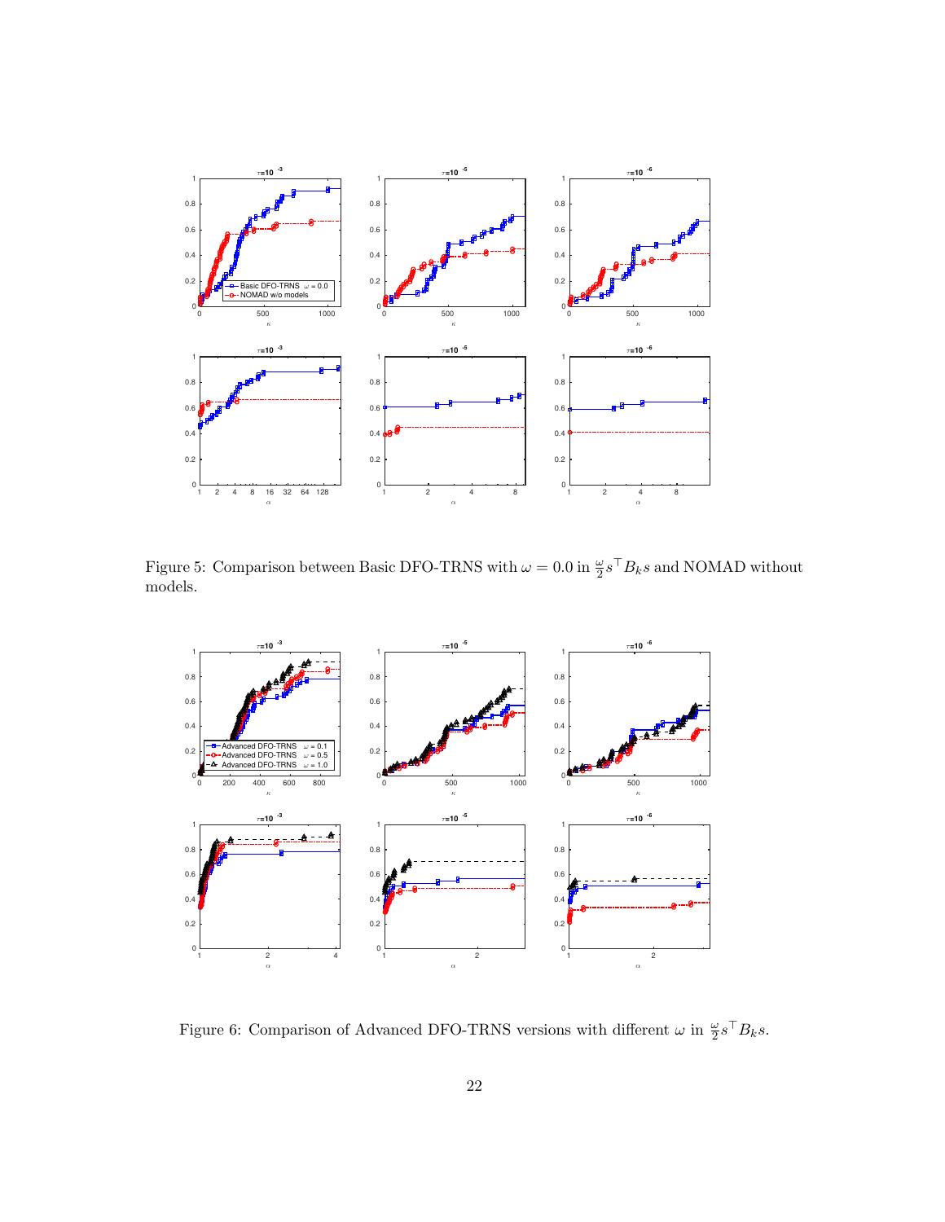Figure 5: Comparison between Basic DFO-TRNS with $\omega = 0.0$ in $\frac{\omega}{2} s^\top B_k s$ and NOMAD without models.

Figure 6: Comparison of Advanced DFO-TRNS versions with different $\omega$ in $\frac{\omega}{2} s^\top B_k s$.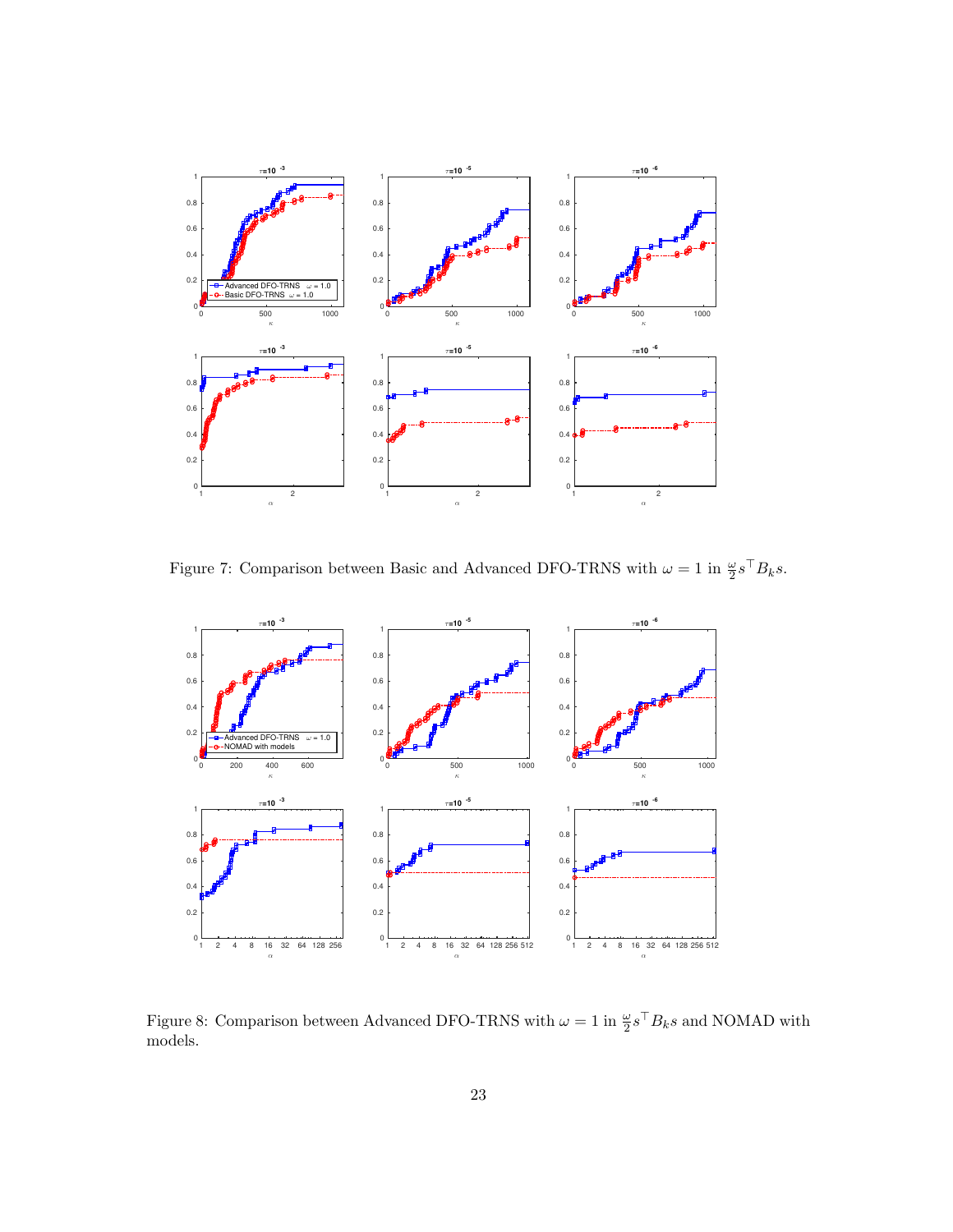Figure 7: Comparison between Basic and Advanced DFO-TRNS with $\omega = 1$ in $\frac{\omega}{2}s^\top B_k s$.

Figure 8: Comparison between Advanced DFO-TRNS with $\omega = 1$ in $\frac{\omega}{2}s^\top B_k s$ and NOMAD with models.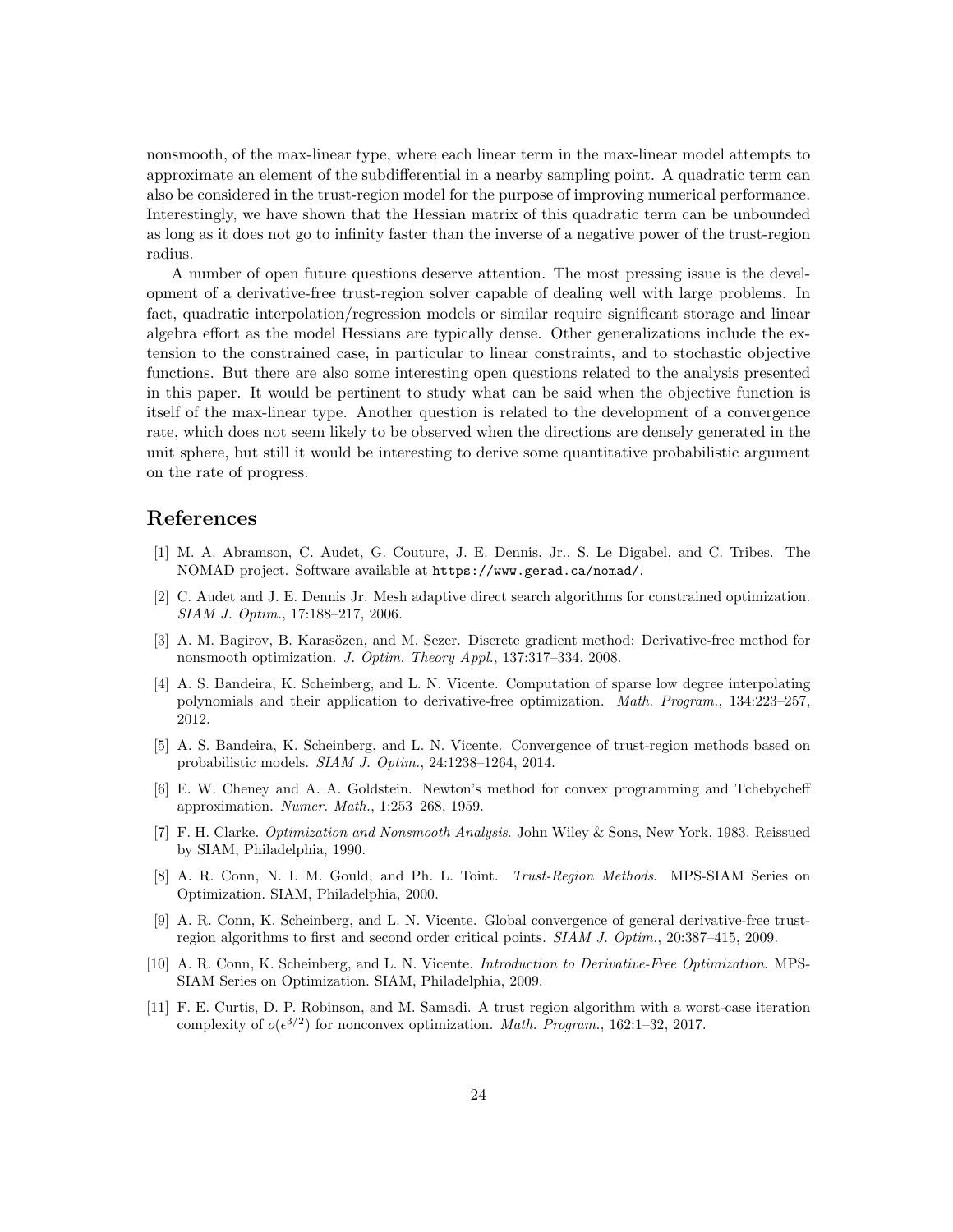nonsmooth, of the max-linear type, where each linear term in the max-linear model attempts to approximate an element of the subdifferential in a nearby sampling point. A quadratic term can also be considered in the trust-region model for the purpose of improving numerical performance. Interestingly, we have shown that the Hessian matrix of this quadratic term can be unbounded as long as it does not go to infinity faster than the inverse of a negative power of the trust-region radius.

A number of open future questions deserve attention. The most pressing issue is the development of a derivative-free trust-region solver capable of dealing well with large problems. In fact, quadratic interpolation/regression models or similar require significant storage and linear algebra effort as the model Hessians are typically dense. Other generalizations include the extension to the constrained case, in particular to linear constraints, and to stochastic objective functions. But there are also some interesting open questions related to the analysis presented in this paper. It would be pertinent to study what can be said when the objective function is itself of the max-linear type. Another question is related to the development of a convergence rate, which does not seem likely to be observed when the directions are densely generated in the unit sphere, but still it would be interesting to derive some quantitative probabilistic argument on the rate of progress.

# References

[1] M. A. Abramson, C. Audet, G. Couture, J. E. Dennis, Jr., S. Le Digabel, and C. Tribes. The NOMAD project. Software available at `https://www.gerad.ca/nomad/`.

[2] C. Audet and J. E. Dennis Jr. Mesh adaptive direct search algorithms for constrained optimization. *SIAM J. Optim.*, 17:188–217, 2006.

[3] A. M. Bagirov, B. Karasözen, and M. Sezer. Discrete gradient method: Derivative-free method for nonsmooth optimization. *J. Optim. Theory Appl.*, 137:317–334, 2008.

[4] A. S. Bandeira, K. Scheinberg, and L. N. Vicente. Computation of sparse low degree interpolating polynomials and their application to derivative-free optimization. *Math. Program.*, 134:223–257, 2012.

[5] A. S. Bandeira, K. Scheinberg, and L. N. Vicente. Convergence of trust-region methods based on probabilistic models. *SIAM J. Optim.*, 24:1238–1264, 2014.

[6] E. W. Cheney and A. A. Goldstein. Newton's method for convex programming and Tchebycheff approximation. *Numer. Math.*, 1:253–268, 1959.

[7] F. H. Clarke. *Optimization and Nonsmooth Analysis*. John Wiley & Sons, New York, 1983. Reissued by SIAM, Philadelphia, 1990.

[8] A. R. Conn, N. I. M. Gould, and Ph. L. Toint. *Trust-Region Methods*. MPS-SIAM Series on Optimization. SIAM, Philadelphia, 2000.

[9] A. R. Conn, K. Scheinberg, and L. N. Vicente. Global convergence of general derivative-free trust-region algorithms to first and second order critical points. *SIAM J. Optim.*, 20:387–415, 2009.

[10] A. R. Conn, K. Scheinberg, and L. N. Vicente. *Introduction to Derivative-Free Optimization*. MPS-SIAM Series on Optimization. SIAM, Philadelphia, 2009.

[11] F. E. Curtis, D. P. Robinson, and M. Samadi. A trust region algorithm with a worst-case iteration complexity of $o(\epsilon^{3/2})$ for nonconvex optimization. *Math. Program.*, 162:1–32, 2017.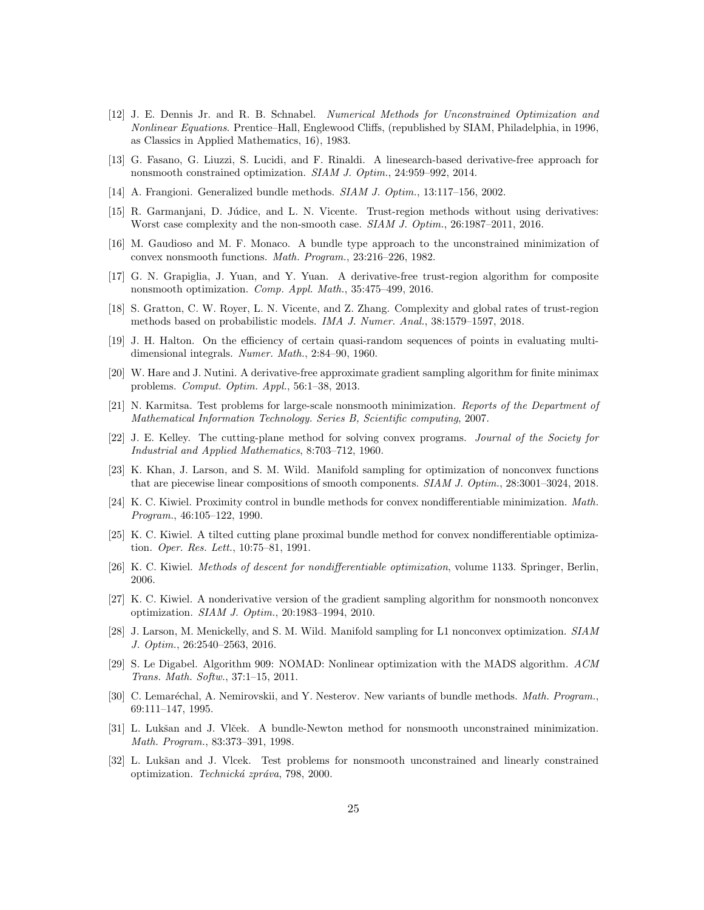[12] J. E. Dennis Jr. and R. B. Schnabel. *Numerical Methods for Unconstrained Optimization and Nonlinear Equations*. Prentice–Hall, Englewood Cliffs, (republished by SIAM, Philadelphia, in 1996, as Classics in Applied Mathematics, 16), 1983.

[13] G. Fasano, G. Liuzzi, S. Lucidi, and F. Rinaldi. A linesearch-based derivative-free approach for nonsmooth constrained optimization. *SIAM J. Optim.*, 24:959–992, 2014.

[14] A. Frangioni. Generalized bundle methods. *SIAM J. Optim.*, 13:117–156, 2002.

[15] R. Garmanjani, D. Júdice, and L. N. Vicente. Trust-region methods without using derivatives: Worst case complexity and the non-smooth case. *SIAM J. Optim.*, 26:1987–2011, 2016.

[16] M. Gaudioso and M. F. Monaco. A bundle type approach to the unconstrained minimization of convex nonsmooth functions. *Math. Program.*, 23:216–226, 1982.

[17] G. N. Grapiglia, J. Yuan, and Y. Yuan. A derivative-free trust-region algorithm for composite nonsmooth optimization. *Comp. Appl. Math.*, 35:475–499, 2016.

[18] S. Gratton, C. W. Royer, L. N. Vicente, and Z. Zhang. Complexity and global rates of trust-region methods based on probabilistic models. *IMA J. Numer. Anal.*, 38:1579–1597, 2018.

[19] J. H. Halton. On the efficiency of certain quasi-random sequences of points in evaluating multi-dimensional integrals. *Numer. Math.*, 2:84–90, 1960.

[20] W. Hare and J. Nutini. A derivative-free approximate gradient sampling algorithm for finite minimax problems. *Comput. Optim. Appl.*, 56:1–38, 2013.

[21] N. Karmitsa. Test problems for large-scale nonsmooth minimization. *Reports of the Department of Mathematical Information Technology. Series B, Scientific computing*, 2007.

[22] J. E. Kelley. The cutting-plane method for solving convex programs. *Journal of the Society for Industrial and Applied Mathematics*, 8:703–712, 1960.

[23] K. Khan, J. Larson, and S. M. Wild. Manifold sampling for optimization of nonconvex functions that are piecewise linear compositions of smooth components. *SIAM J. Optim.*, 28:3001–3024, 2018.

[24] K. C. Kiwiel. Proximity control in bundle methods for convex nondifferentiable minimization. *Math. Program.*, 46:105–122, 1990.

[25] K. C. Kiwiel. A tilted cutting plane proximal bundle method for convex nondifferentiable optimization. *Oper. Res. Lett.*, 10:75–81, 1991.

[26] K. C. Kiwiel. *Methods of descent for nondifferentiable optimization*, volume 1133. Springer, Berlin, 2006.

[27] K. C. Kiwiel. A nonderivative version of the gradient sampling algorithm for nonsmooth nonconvex optimization. *SIAM J. Optim.*, 20:1983–1994, 2010.

[28] J. Larson, M. Menickelly, and S. M. Wild. Manifold sampling for L1 nonconvex optimization. *SIAM J. Optim.*, 26:2540–2563, 2016.

[29] S. Le Digabel. Algorithm 909: NOMAD: Nonlinear optimization with the MADS algorithm. *ACM Trans. Math. Softw.*, 37:1–15, 2011.

[30] C. Lemaréchal, A. Nemirovskii, and Y. Nesterov. New variants of bundle methods. *Math. Program.*, 69:111–147, 1995.

[31] L. Lukšan and J. Vlček. A bundle-Newton method for nonsmooth unconstrained minimization. *Math. Program.*, 83:373–391, 1998.

[32] L. Lukšan and J. Vlcek. Test problems for nonsmooth unconstrained and linearly constrained optimization. *Technická zpráva*, 798, 2000.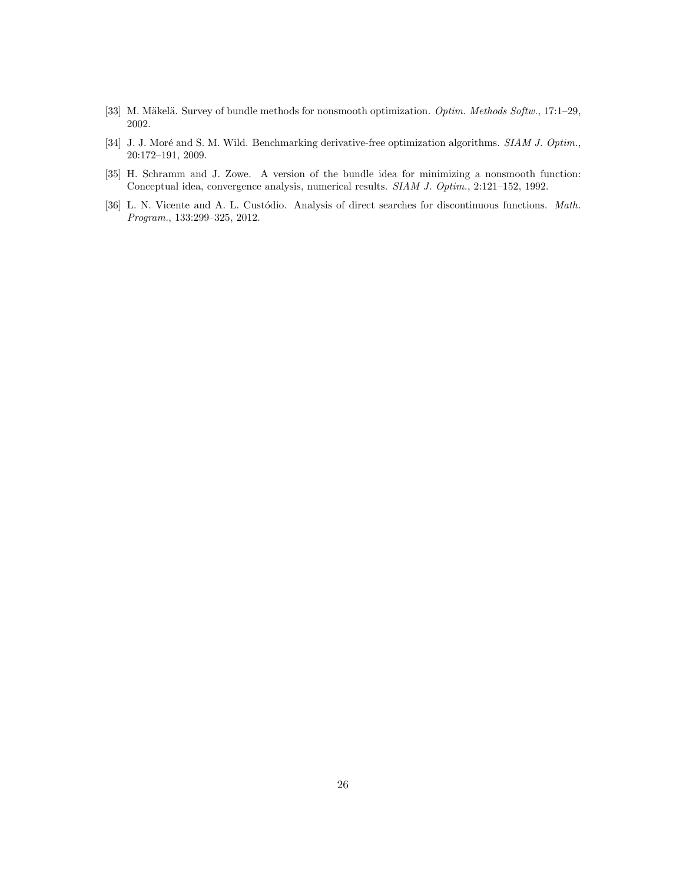[33] M. Mäkelä. Survey of bundle methods for nonsmooth optimization. *Optim. Methods Softw.*, 17:1–29, 2002.

[34] J. J. Moré and S. M. Wild. Benchmarking derivative-free optimization algorithms. *SIAM J. Optim.*, 20:172–191, 2009.

[35] H. Schramm and J. Zowe. A version of the bundle idea for minimizing a nonsmooth function: Conceptual idea, convergence analysis, numerical results. *SIAM J. Optim.*, 2:121–152, 1992.

[36] L. N. Vicente and A. L. Custódio. Analysis of direct searches for discontinuous functions. *Math. Program.*, 133:299–325, 2012.